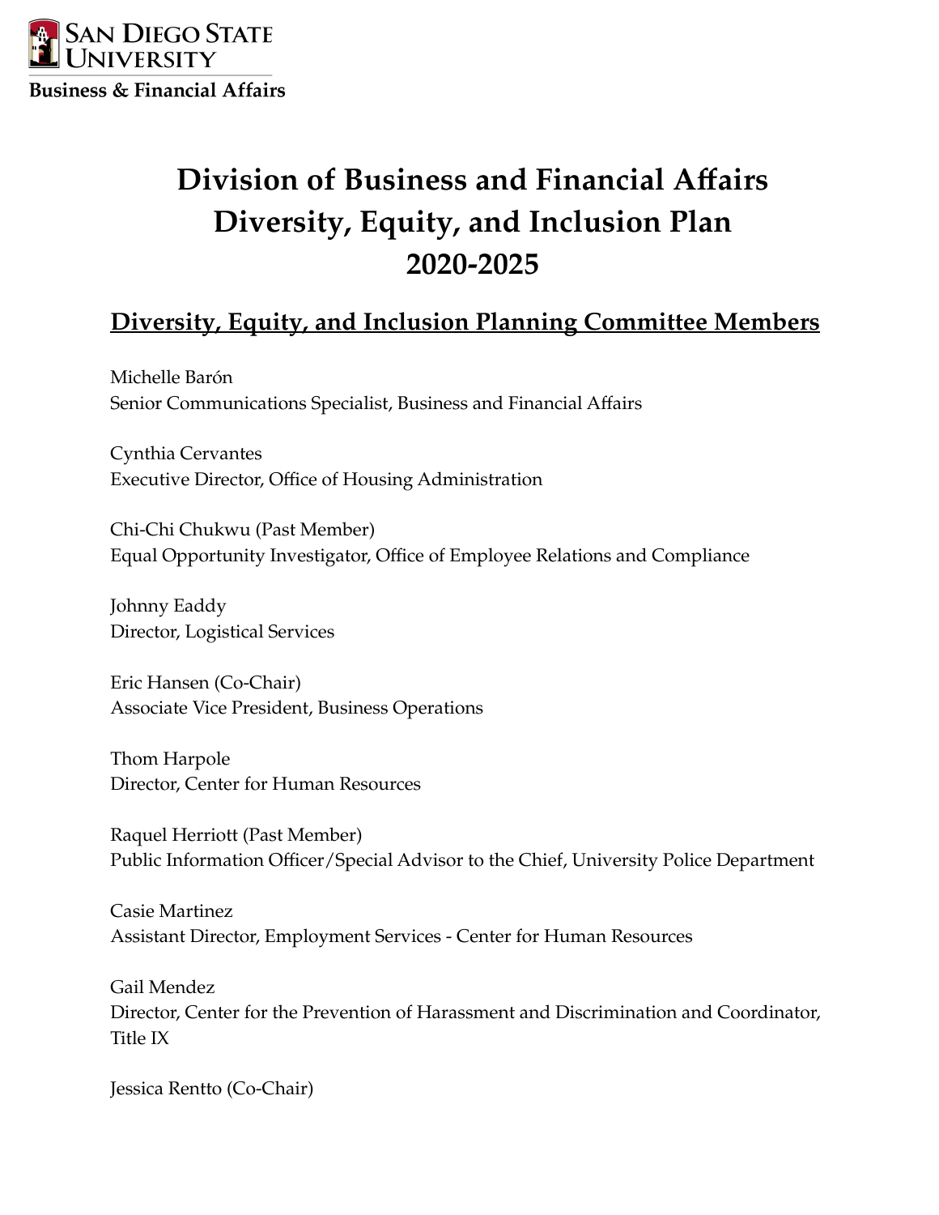San Diego State University
Business & Financial Affairs

# Division of Business and Financial Affairs Diversity, Equity, and Inclusion Plan 2020-2025

## Diversity, Equity, and Inclusion Planning Committee Members

Michelle Barón
Senior Communications Specialist, Business and Financial Affairs

Cynthia Cervantes
Executive Director, Office of Housing Administration

Chi-Chi Chukwu (Past Member)
Equal Opportunity Investigator, Office of Employee Relations and Compliance

Johnny Eaddy
Director, Logistical Services

Eric Hansen (Co-Chair)
Associate Vice President, Business Operations

Thom Harpole
Director, Center for Human Resources

Raquel Herriott (Past Member)
Public Information Officer/Special Advisor to the Chief, University Police Department

Casie Martinez
Assistant Director, Employment Services - Center for Human Resources

Gail Mendez
Director, Center for the Prevention of Harassment and Discrimination and Coordinator, Title IX

Jessica Rentto (Co-Chair)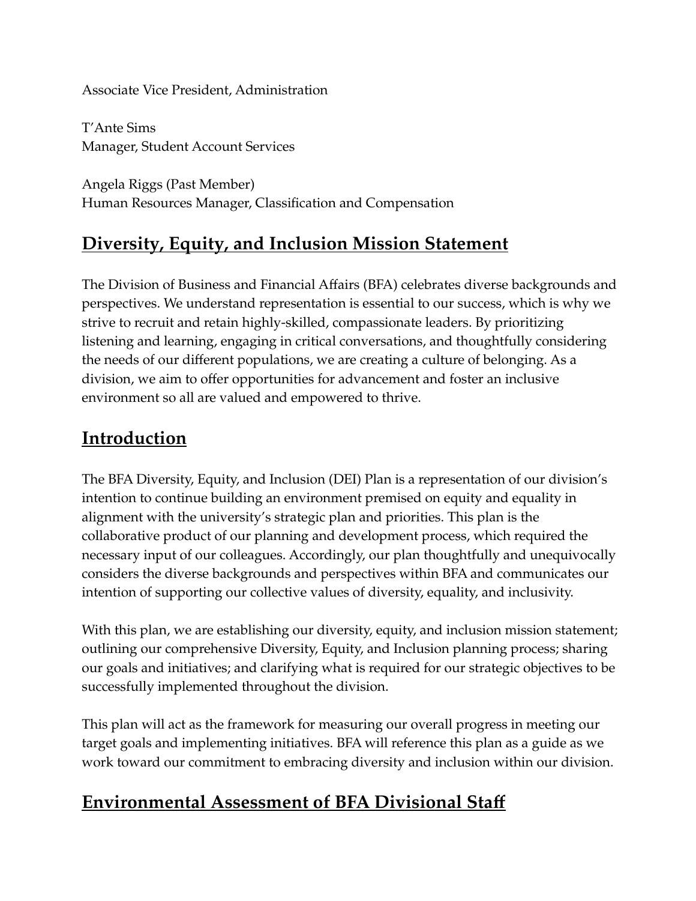Associate Vice President, Administration

T'Ante Sims
Manager, Student Account Services

Angela Riggs (Past Member)
Human Resources Manager, Classification and Compensation

## Diversity, Equity, and Inclusion Mission Statement

The Division of Business and Financial Affairs (BFA) celebrates diverse backgrounds and perspectives. We understand representation is essential to our success, which is why we strive to recruit and retain highly-skilled, compassionate leaders. By prioritizing listening and learning, engaging in critical conversations, and thoughtfully considering the needs of our different populations, we are creating a culture of belonging. As a division, we aim to offer opportunities for advancement and foster an inclusive environment so all are valued and empowered to thrive.

## Introduction

The BFA Diversity, Equity, and Inclusion (DEI) Plan is a representation of our division's intention to continue building an environment premised on equity and equality in alignment with the university's strategic plan and priorities. This plan is the collaborative product of our planning and development process, which required the necessary input of our colleagues. Accordingly, our plan thoughtfully and unequivocally considers the diverse backgrounds and perspectives within BFA and communicates our intention of supporting our collective values of diversity, equality, and inclusivity.

With this plan, we are establishing our diversity, equity, and inclusion mission statement; outlining our comprehensive Diversity, Equity, and Inclusion planning process; sharing our goals and initiatives; and clarifying what is required for our strategic objectives to be successfully implemented throughout the division.

This plan will act as the framework for measuring our overall progress in meeting our target goals and implementing initiatives. BFA will reference this plan as a guide as we work toward our commitment to embracing diversity and inclusion within our division.

## Environmental Assessment of BFA Divisional Staff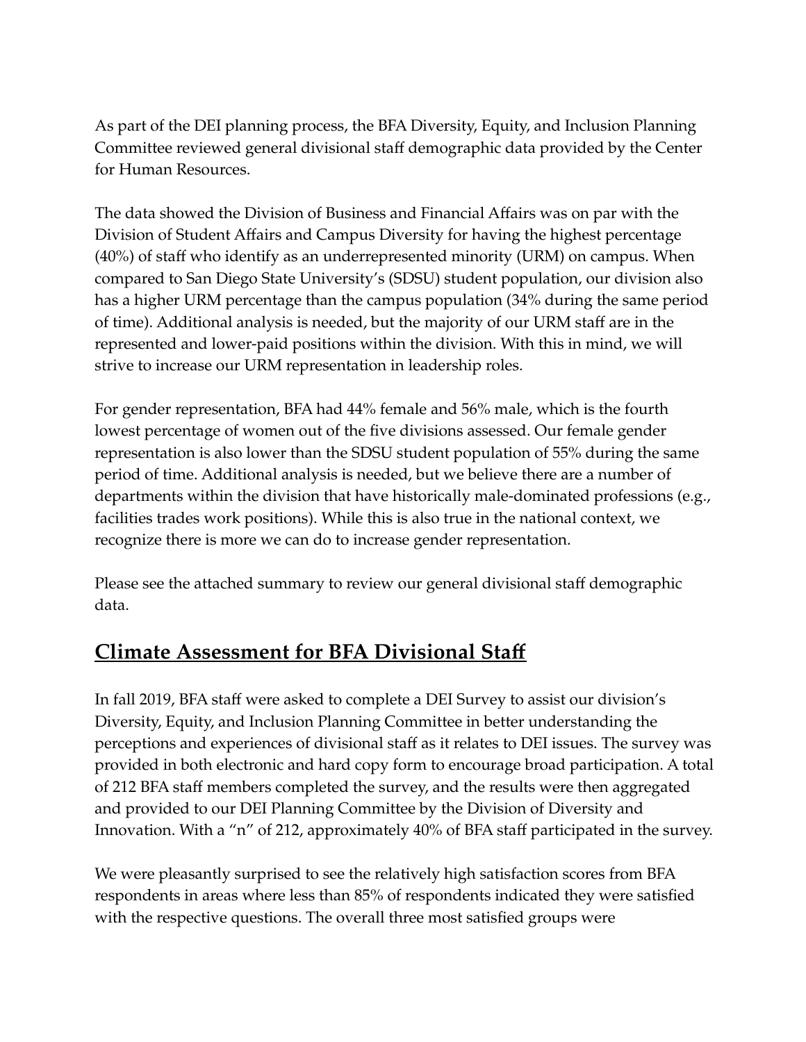As part of the DEI planning process, the BFA Diversity, Equity, and Inclusion Planning Committee reviewed general divisional staff demographic data provided by the Center for Human Resources.

The data showed the Division of Business and Financial Affairs was on par with the Division of Student Affairs and Campus Diversity for having the highest percentage (40%) of staff who identify as an underrepresented minority (URM) on campus. When compared to San Diego State University's (SDSU) student population, our division also has a higher URM percentage than the campus population (34% during the same period of time). Additional analysis is needed, but the majority of our URM staff are in the represented and lower-paid positions within the division. With this in mind, we will strive to increase our URM representation in leadership roles.

For gender representation, BFA had 44% female and 56% male, which is the fourth lowest percentage of women out of the five divisions assessed. Our female gender representation is also lower than the SDSU student population of 55% during the same period of time. Additional analysis is needed, but we believe there are a number of departments within the division that have historically male-dominated professions (e.g., facilities trades work positions). While this is also true in the national context, we recognize there is more we can do to increase gender representation.

Please see the attached summary to review our general divisional staff demographic data.

## Climate Assessment for BFA Divisional Staff

In fall 2019, BFA staff were asked to complete a DEI Survey to assist our division's Diversity, Equity, and Inclusion Planning Committee in better understanding the perceptions and experiences of divisional staff as it relates to DEI issues. The survey was provided in both electronic and hard copy form to encourage broad participation. A total of 212 BFA staff members completed the survey, and the results were then aggregated and provided to our DEI Planning Committee by the Division of Diversity and Innovation. With a "n" of 212, approximately 40% of BFA staff participated in the survey.

We were pleasantly surprised to see the relatively high satisfaction scores from BFA respondents in areas where less than 85% of respondents indicated they were satisfied with the respective questions. The overall three most satisfied groups were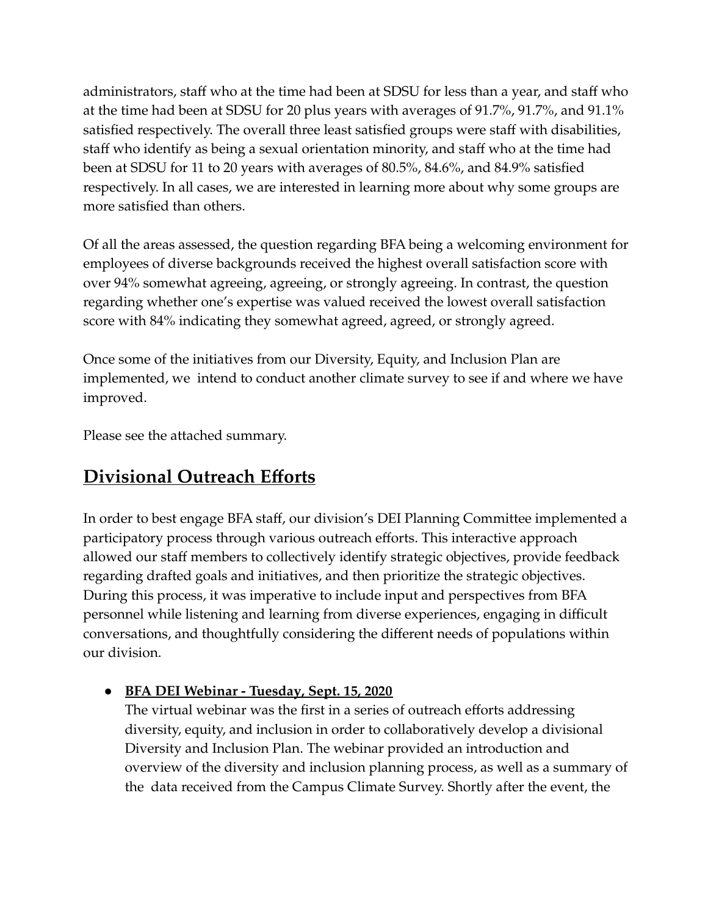administrators, staff who at the time had been at SDSU for less than a year, and staff who at the time had been at SDSU for 20 plus years with averages of 91.7%, 91.7%, and 91.1% satisfied respectively. The overall three least satisfied groups were staff with disabilities, staff who identify as being a sexual orientation minority, and staff who at the time had been at SDSU for 11 to 20 years with averages of 80.5%, 84.6%, and 84.9% satisfied respectively. In all cases, we are interested in learning more about why some groups are more satisfied than others.

Of all the areas assessed, the question regarding BFA being a welcoming environment for employees of diverse backgrounds received the highest overall satisfaction score with over 94% somewhat agreeing, agreeing, or strongly agreeing. In contrast, the question regarding whether one's expertise was valued received the lowest overall satisfaction score with 84% indicating they somewhat agreed, agreed, or strongly agreed.

Once some of the initiatives from our Diversity, Equity, and Inclusion Plan are implemented, we intend to conduct another climate survey to see if and where we have improved.

Please see the attached summary.

## Divisional Outreach Efforts

In order to best engage BFA staff, our division's DEI Planning Committee implemented a participatory process through various outreach efforts. This interactive approach allowed our staff members to collectively identify strategic objectives, provide feedback regarding drafted goals and initiatives, and then prioritize the strategic objectives. During this process, it was imperative to include input and perspectives from BFA personnel while listening and learning from diverse experiences, engaging in difficult conversations, and thoughtfully considering the different needs of populations within our division.

- **BFA DEI Webinar - Tuesday, Sept. 15, 2020**
  The virtual webinar was the first in a series of outreach efforts addressing diversity, equity, and inclusion in order to collaboratively develop a divisional Diversity and Inclusion Plan. The webinar provided an introduction and overview of the diversity and inclusion planning process, as well as a summary of the data received from the Campus Climate Survey. Shortly after the event, the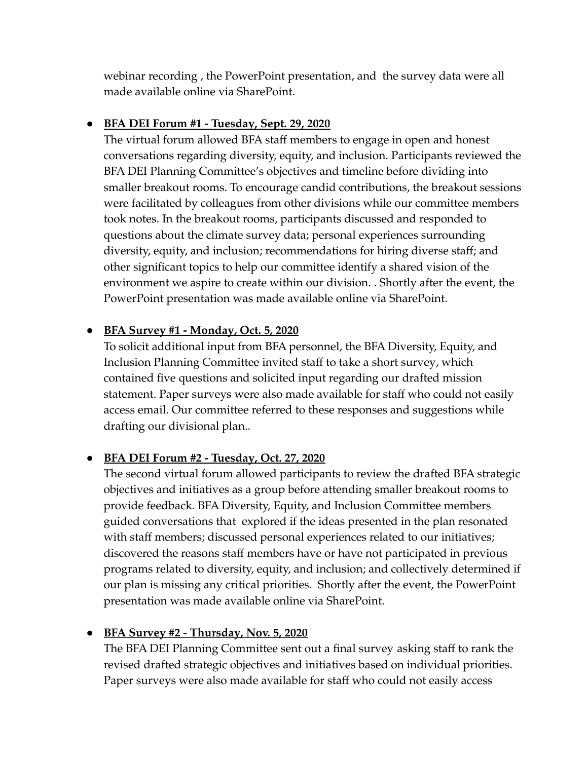webinar recording , the PowerPoint presentation, and the survey data were all made available online via SharePoint.

- **BFA DEI Forum #1 - Tuesday, Sept. 29, 2020**

  The virtual forum allowed BFA staff members to engage in open and honest conversations regarding diversity, equity, and inclusion. Participants reviewed the BFA DEI Planning Committee's objectives and timeline before dividing into smaller breakout rooms. To encourage candid contributions, the breakout sessions were facilitated by colleagues from other divisions while our committee members took notes. In the breakout rooms, participants discussed and responded to questions about the climate survey data; personal experiences surrounding diversity, equity, and inclusion; recommendations for hiring diverse staff; and other significant topics to help our committee identify a shared vision of the environment we aspire to create within our division. . Shortly after the event, the PowerPoint presentation was made available online via SharePoint.

- **BFA Survey #1 - Monday, Oct. 5, 2020**

  To solicit additional input from BFA personnel, the BFA Diversity, Equity, and Inclusion Planning Committee invited staff to take a short survey, which contained five questions and solicited input regarding our drafted mission statement. Paper surveys were also made available for staff who could not easily access email. Our committee referred to these responses and suggestions while drafting our divisional plan..

- **BFA DEI Forum #2 - Tuesday, Oct. 27, 2020**

  The second virtual forum allowed participants to review the drafted BFA strategic objectives and initiatives as a group before attending smaller breakout rooms to provide feedback. BFA Diversity, Equity, and Inclusion Committee members guided conversations that explored if the ideas presented in the plan resonated with staff members; discussed personal experiences related to our initiatives; discovered the reasons staff members have or have not participated in previous programs related to diversity, equity, and inclusion; and collectively determined if our plan is missing any critical priorities. Shortly after the event, the PowerPoint presentation was made available online via SharePoint.

- **BFA Survey #2 - Thursday, Nov. 5, 2020**

  The BFA DEI Planning Committee sent out a final survey asking staff to rank the revised drafted strategic objectives and initiatives based on individual priorities. Paper surveys were also made available for staff who could not easily access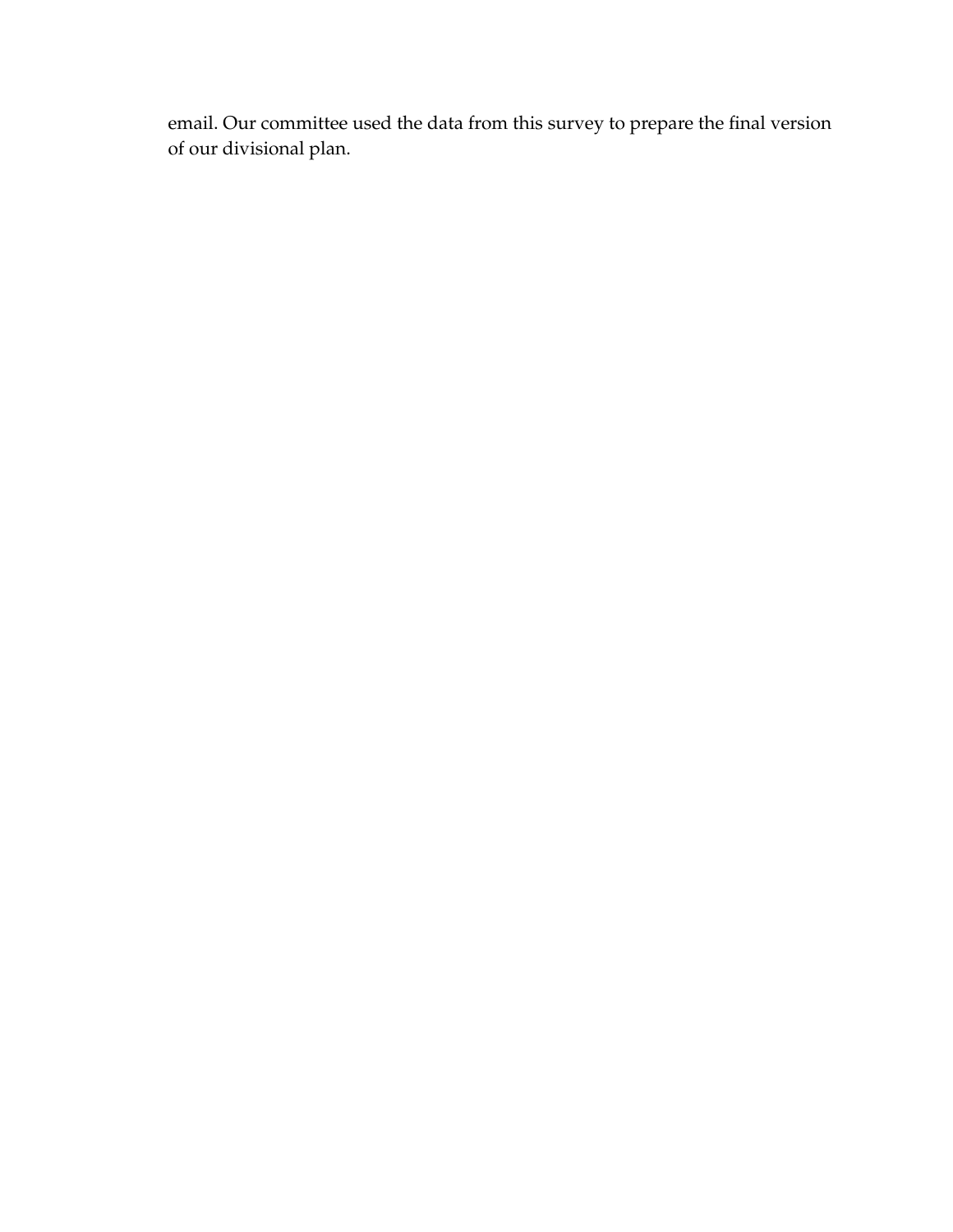email. Our committee used the data from this survey to prepare the final version of our divisional plan.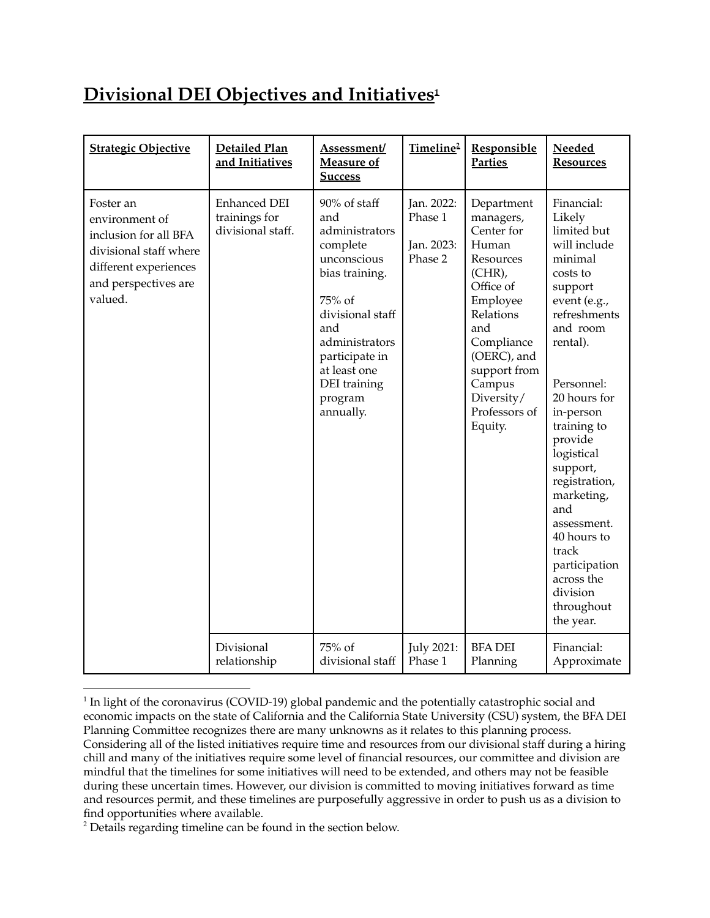# Divisional DEI Objectives and Initiatives[1]

| Strategic Objective | Detailed Plan and Initiatives | Assessment/ Measure of Success | Timeline[2] | Responsible Parties | Needed Resources |
|---|---|---|---|---|---|
| Foster an environment of inclusion for all BFA divisional staff where different experiences and perspectives are valued. | Enhanced DEI trainings for divisional staff. | 90% of staff and administrators complete unconscious bias training.<br><br>75% of divisional staff and administrators participate in at least one DEI training program annually. | Jan. 2022: Phase 1<br><br>Jan. 2023: Phase 2 | Department managers, Center for Human Resources (CHR), Office of Employee Relations and Compliance (OERC), and support from Campus Diversity/ Professors of Equity. | Financial: Likely limited but will include minimal costs to support event (e.g., refreshments and room rental).<br><br>Personnel: 20 hours for in-person training to provide logistical support, registration, marketing, and assessment. 40 hours to track participation across the division throughout the year. |
| | Divisional relationship | 75% of divisional staff | July 2021: Phase 1 | BFA DEI Planning | Financial: Approximate |

[1] In light of the coronavirus (COVID-19) global pandemic and the potentially catastrophic social and economic impacts on the state of California and the California State University (CSU) system, the BFA DEI Planning Committee recognizes there are many unknowns as it relates to this planning process. Considering all of the listed initiatives require time and resources from our divisional staff during a hiring chill and many of the initiatives require some level of financial resources, our committee and division are mindful that the timelines for some initiatives will need to be extended, and others may not be feasible during these uncertain times. However, our division is committed to moving initiatives forward as time and resources permit, and these timelines are purposefully aggressive in order to push us as a division to find opportunities where available.

[2] Details regarding timeline can be found in the section below.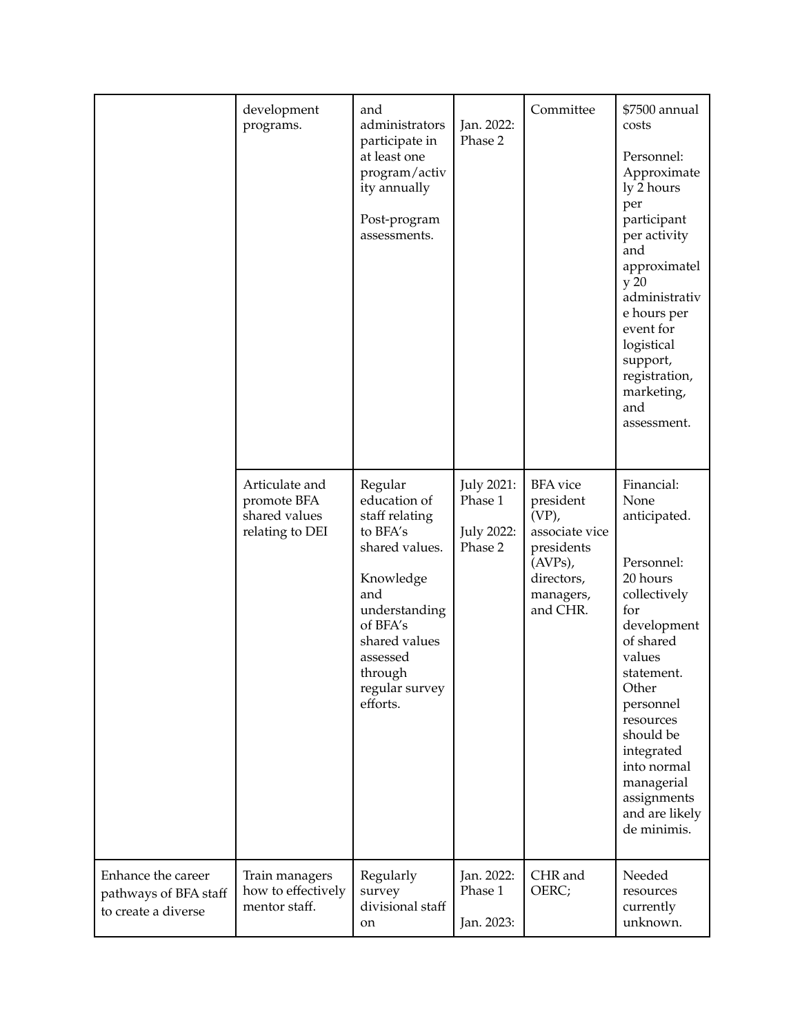| | | | | | |
|---|---|---|---|---|---|
| | development programs. | and administrators participate in at least one program/activity annually<br><br>Post-program assessments. | Jan. 2022: Phase 2 | Committee | $7500 annual costs<br><br>Personnel: Approximately 2 hours per participant per activity and approximately 20 administrative hours per event for logistical support, registration, marketing, and assessment. |
| | Articulate and promote BFA shared values relating to DEI | Regular education of staff relating to BFA's shared values.<br><br>Knowledge and understanding of BFA's shared values assessed through regular survey efforts. | July 2021: Phase 1<br><br>July 2022: Phase 2 | BFA vice president (VP), associate vice presidents (AVPs), directors, managers, and CHR. | Financial: None anticipated.<br><br>Personnel: 20 hours collectively for development of shared values statement. Other personnel resources should be integrated into normal managerial assignments and are likely de minimis. |
| Enhance the career pathways of BFA staff to create a diverse | Train managers how to effectively mentor staff. | Regularly survey divisional staff on | Jan. 2022: Phase 1<br><br>Jan. 2023: | CHR and OERC; | Needed resources currently unknown. |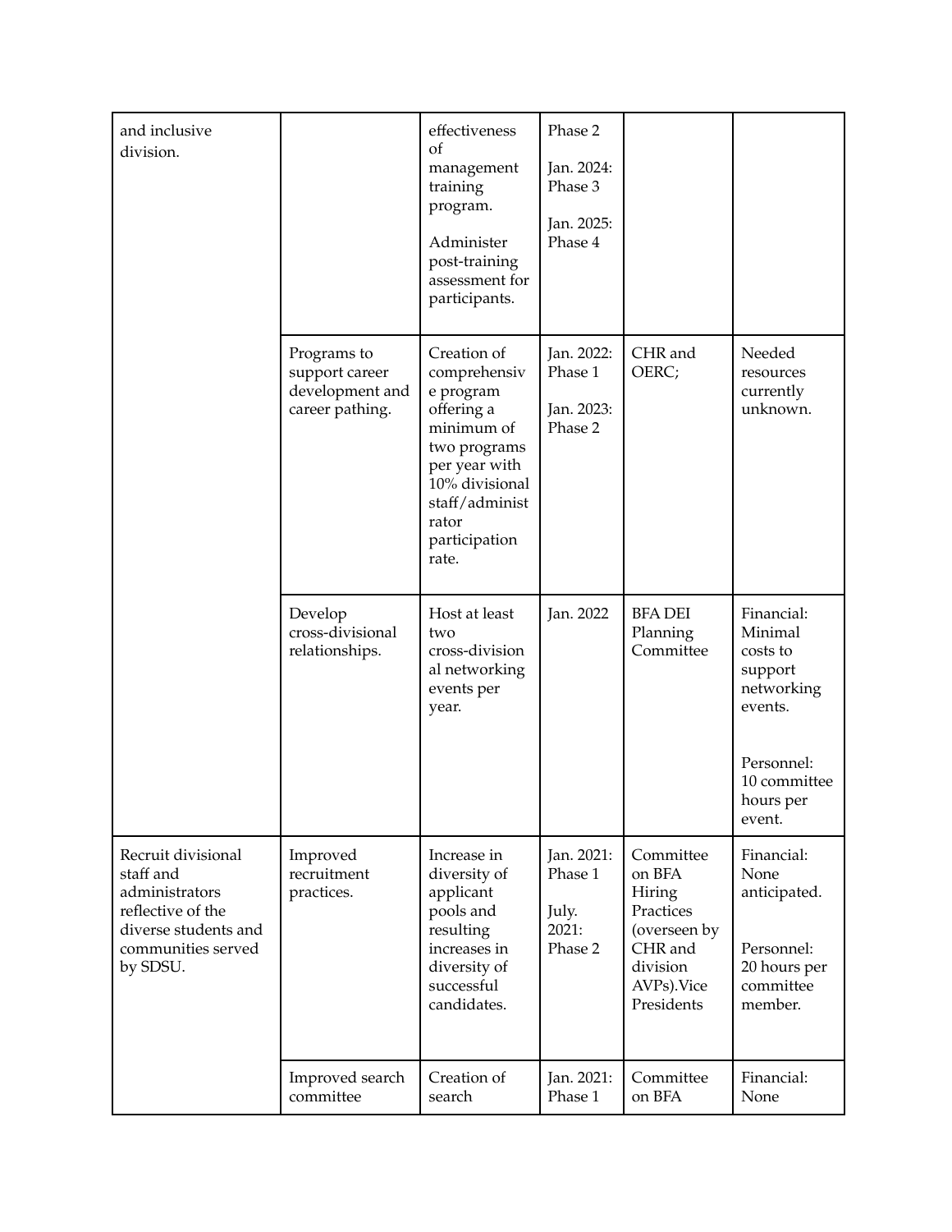| and inclusive division. | | effectiveness of management training program.<br><br>Administer post-training assessment for participants. | Phase 2<br><br>Jan. 2024: Phase 3<br><br>Jan. 2025: Phase 4 | | |
|---|---|---|---|---|---|
| | Programs to support career development and career pathing. | Creation of comprehensive program offering a minimum of two programs per year with 10% divisional staff/administrator participation rate. | Jan. 2022: Phase 1<br><br>Jan. 2023: Phase 2 | CHR and OERC; | Needed resources currently unknown. |
| | Develop cross-divisional relationships. | Host at least two cross-divisional networking events per year. | Jan. 2022 | BFA DEI Planning Committee | Financial: Minimal costs to support networking events.<br><br>Personnel: 10 committee hours per event. |
| Recruit divisional staff and administrators reflective of the diverse students and communities served by SDSU. | Improved recruitment practices. | Increase in diversity of applicant pools and resulting increases in diversity of successful candidates. | Jan. 2021: Phase 1<br><br>July. 2021: Phase 2 | Committee on BFA Hiring Practices (overseen by CHR and division AVPs).Vice Presidents | Financial: None anticipated.<br><br>Personnel: 20 hours per committee member. |
| | Improved search committee | Creation of search | Jan. 2021: Phase 1 | Committee on BFA | Financial: None |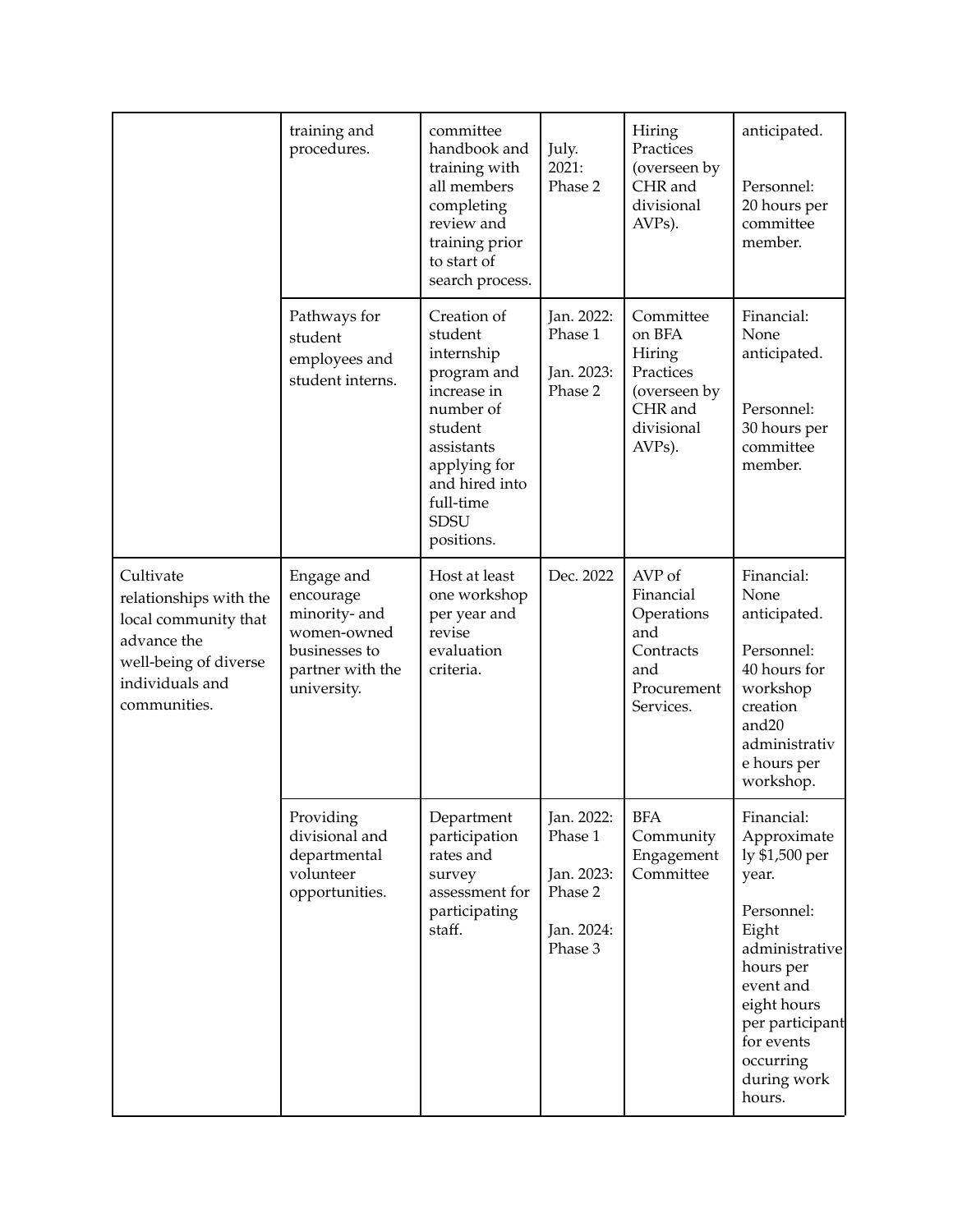| | | | | | |
|---|---|---|---|---|---|
| | training and procedures. | committee handbook and training with all members completing review and training prior to start of search process. | July. 2021: Phase 2 | Hiring Practices (overseen by CHR and divisional AVPs). | anticipated.<br><br>Personnel: 20 hours per committee member. |
| | Pathways for student employees and student interns. | Creation of student internship program and increase in number of student assistants applying for and hired into full-time SDSU positions. | Jan. 2022: Phase 1<br><br>Jan. 2023: Phase 2 | Committee on BFA Hiring Practices (overseen by CHR and divisional AVPs). | Financial: None anticipated.<br><br>Personnel: 30 hours per committee member. |
| Cultivate relationships with the local community that advance the well-being of diverse individuals and communities. | Engage and encourage minority- and women-owned businesses to partner with the university. | Host at least one workshop per year and revise evaluation criteria. | Dec. 2022 | AVP of Financial Operations and Contracts and Procurement Services. | Financial: None anticipated.<br><br>Personnel: 40 hours for workshop creation and20 administrative hours per workshop. |
| | Providing divisional and departmental volunteer opportunities. | Department participation rates and survey assessment for participating staff. | Jan. 2022: Phase 1<br><br>Jan. 2023: Phase 2<br><br>Jan. 2024: Phase 3 | BFA Community Engagement Committee | Financial: Approximately $1,500 per year.<br><br>Personnel: Eight administrative hours per event and eight hours per participant for events occurring during work hours. |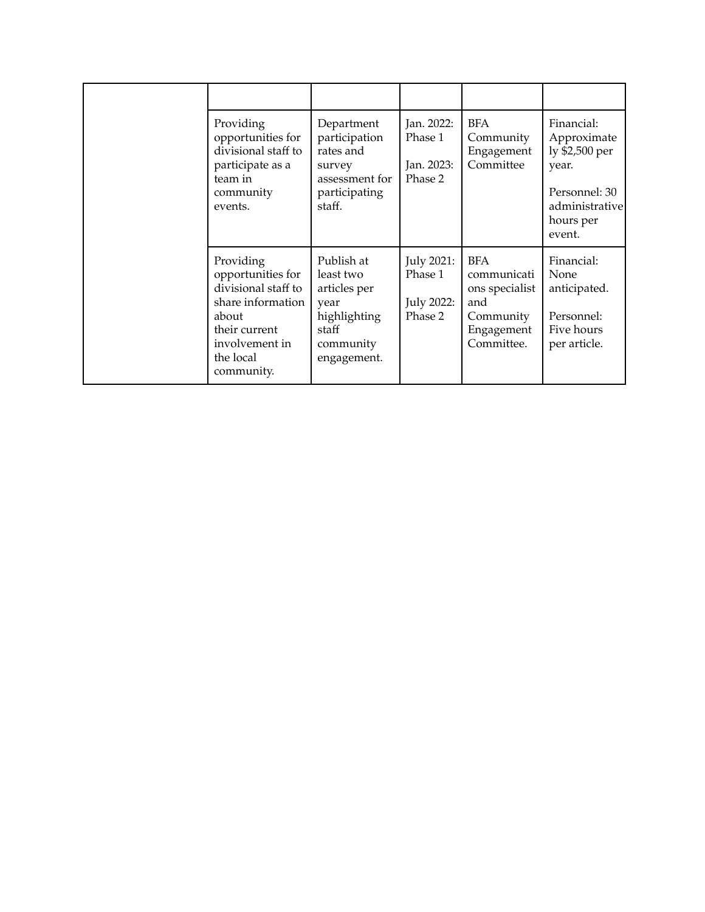| | | | | | |
|---|---|---|---|---|---|
| | | | | | |
| | Providing opportunities for divisional staff to participate as a team in community events. | Department participation rates and survey assessment for participating staff. | Jan. 2022: Phase 1<br><br>Jan. 2023: Phase 2 | BFA Community Engagement Committee | Financial: Approximately $2,500 per year.<br><br>Personnel: 30 administrative hours per event. |
| | Providing opportunities for divisional staff to share information about their current involvement in the local community. | Publish at least two articles per year highlighting staff community engagement. | July 2021: Phase 1<br><br>July 2022: Phase 2 | BFA communications specialist and Community Engagement Committee. | Financial: None anticipated.<br><br>Personnel: Five hours per article. |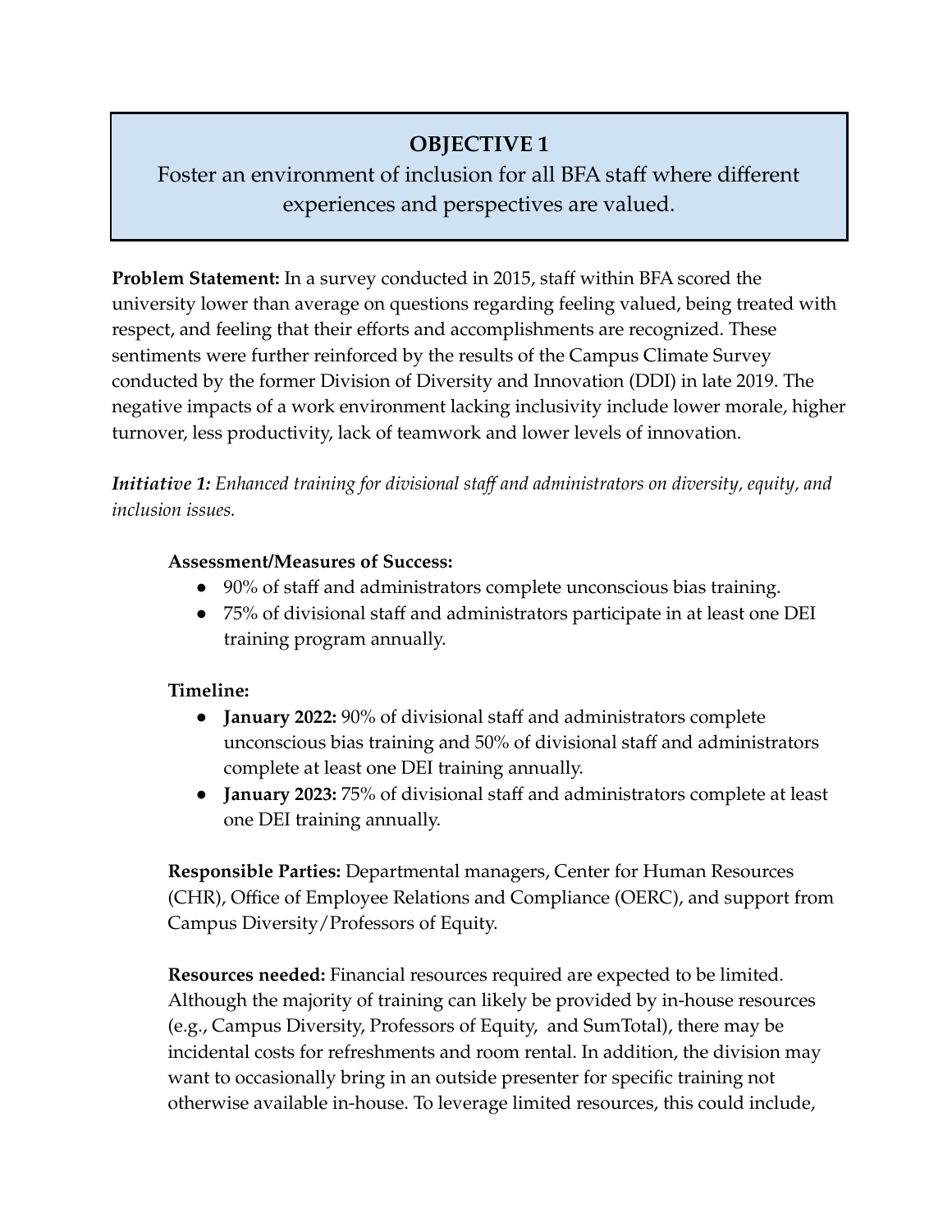## OBJECTIVE 1

Foster an environment of inclusion for all BFA staff where different experiences and perspectives are valued.

**Problem Statement:** In a survey conducted in 2015, staff within BFA scored the university lower than average on questions regarding feeling valued, being treated with respect, and feeling that their efforts and accomplishments are recognized. These sentiments were further reinforced by the results of the Campus Climate Survey conducted by the former Division of Diversity and Innovation (DDI) in late 2019. The negative impacts of a work environment lacking inclusivity include lower morale, higher turnover, less productivity, lack of teamwork and lower levels of innovation.

***Initiative 1:*** *Enhanced training for divisional staff and administrators on diversity, equity, and inclusion issues.*

**Assessment/Measures of Success:**

- 90% of staff and administrators complete unconscious bias training.
- 75% of divisional staff and administrators participate in at least one DEI training program annually.

**Timeline:**

- **January 2022:** 90% of divisional staff and administrators complete unconscious bias training and 50% of divisional staff and administrators complete at least one DEI training annually.
- **January 2023:** 75% of divisional staff and administrators complete at least one DEI training annually.

**Responsible Parties:** Departmental managers, Center for Human Resources (CHR), Office of Employee Relations and Compliance (OERC), and support from Campus Diversity/Professors of Equity.

**Resources needed:** Financial resources required are expected to be limited. Although the majority of training can likely be provided by in-house resources (e.g., Campus Diversity, Professors of Equity, and SumTotal), there may be incidental costs for refreshments and room rental. In addition, the division may want to occasionally bring in an outside presenter for specific training not otherwise available in-house. To leverage limited resources, this could include,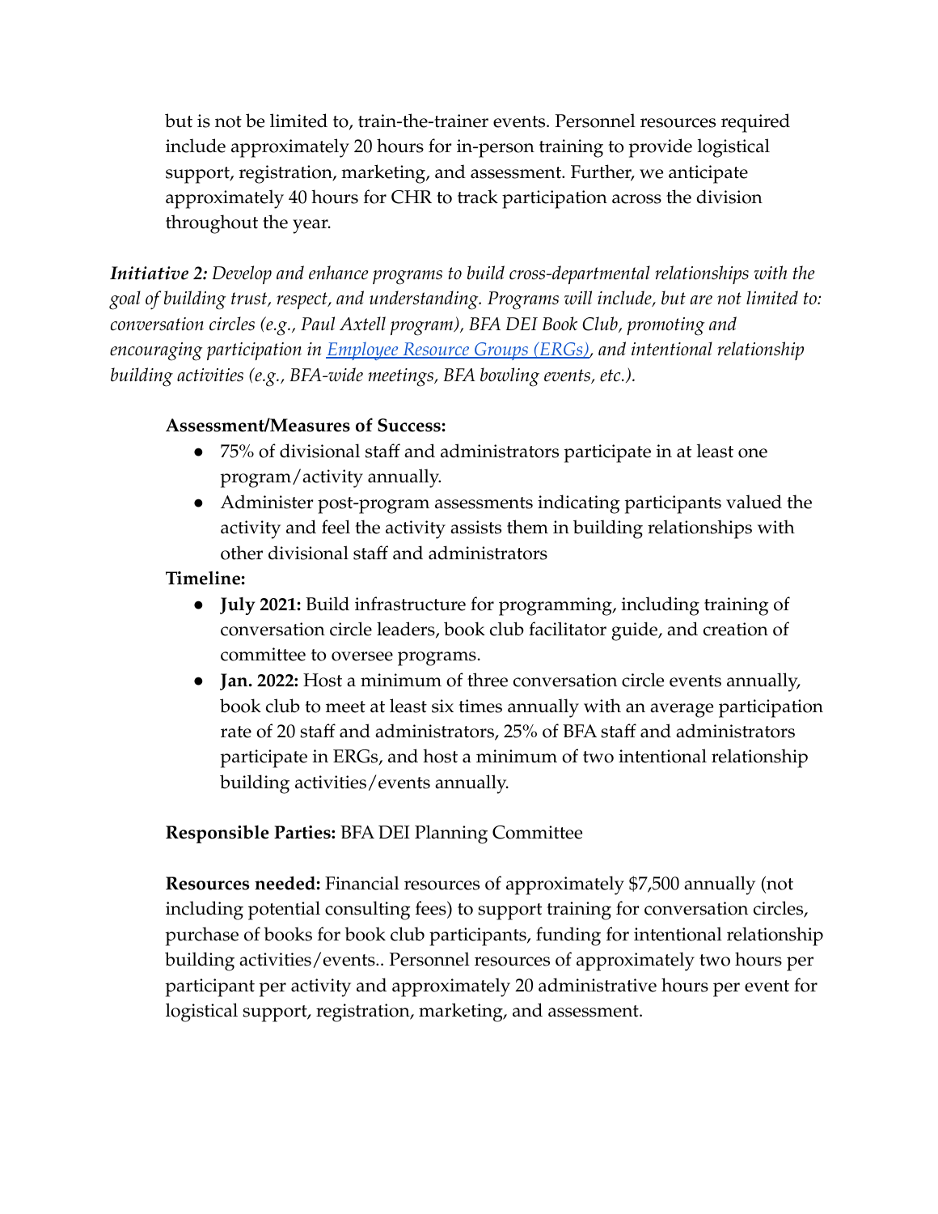but is not be limited to, train-the-trainer events. Personnel resources required include approximately 20 hours for in-person training to provide logistical support, registration, marketing, and assessment. Further, we anticipate approximately 40 hours for CHR to track participation across the division throughout the year.

***Initiative 2:*** *Develop and enhance programs to build cross-departmental relationships with the goal of building trust, respect, and understanding. Programs will include, but are not limited to: conversation circles (e.g., Paul Axtell program), BFA DEI Book Club, promoting and encouraging participation in [Employee Resource Groups (ERGs)](), and intentional relationship building activities (e.g., BFA-wide meetings, BFA bowling events, etc.).*

**Assessment/Measures of Success:**

- 75% of divisional staff and administrators participate in at least one program/activity annually.
- Administer post-program assessments indicating participants valued the activity and feel the activity assists them in building relationships with other divisional staff and administrators

**Timeline:**

- **July 2021:** Build infrastructure for programming, including training of conversation circle leaders, book club facilitator guide, and creation of committee to oversee programs.
- **Jan. 2022:** Host a minimum of three conversation circle events annually, book club to meet at least six times annually with an average participation rate of 20 staff and administrators, 25% of BFA staff and administrators participate in ERGs, and host a minimum of two intentional relationship building activities/events annually.

**Responsible Parties:** BFA DEI Planning Committee

**Resources needed:** Financial resources of approximately $7,500 annually (not including potential consulting fees) to support training for conversation circles, purchase of books for book club participants, funding for intentional relationship building activities/events.. Personnel resources of approximately two hours per participant per activity and approximately 20 administrative hours per event for logistical support, registration, marketing, and assessment.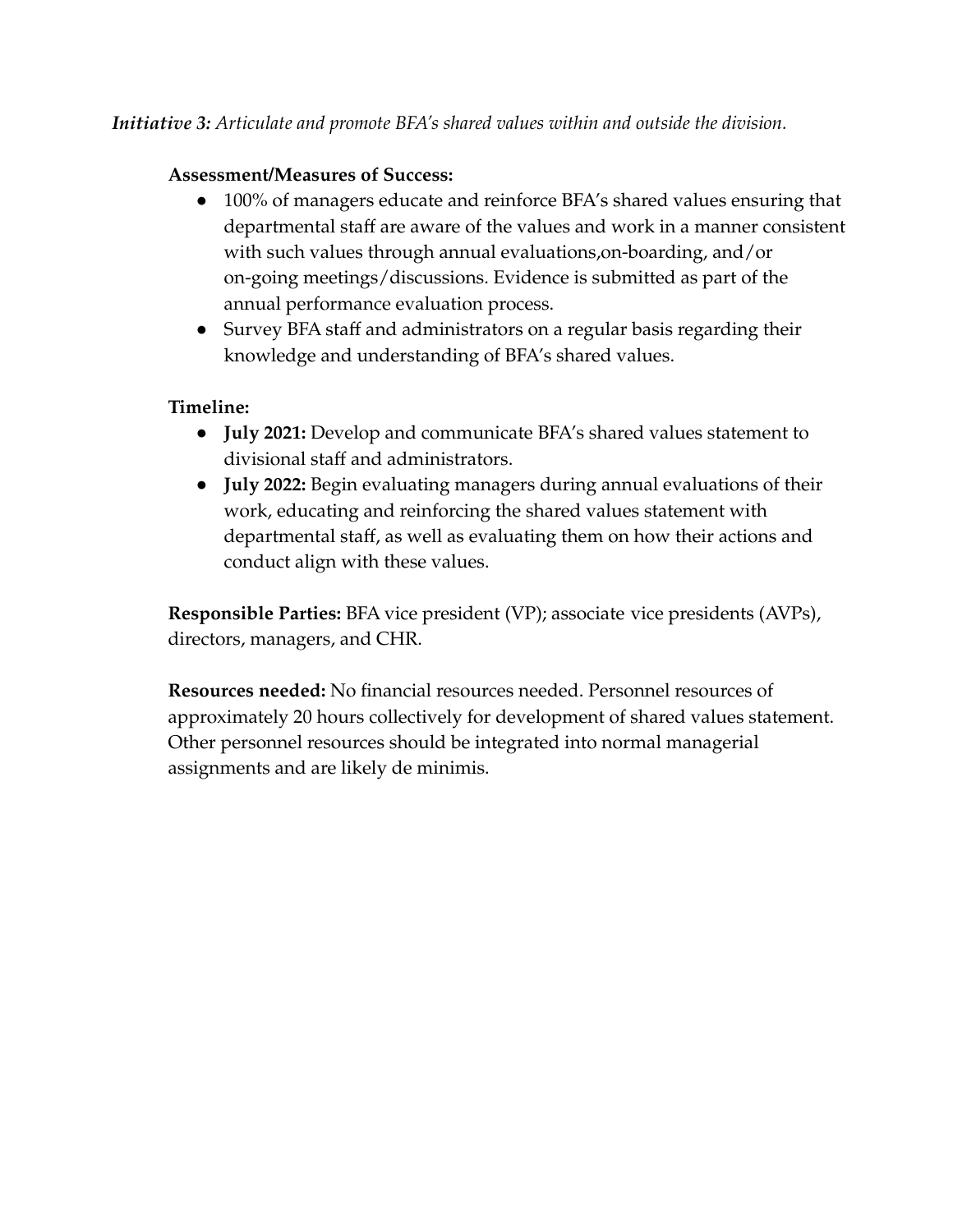***Initiative 3:*** *Articulate and promote BFA's shared values within and outside the division.*

**Assessment/Measures of Success:**

- 100% of managers educate and reinforce BFA's shared values ensuring that departmental staff are aware of the values and work in a manner consistent with such values through annual evaluations,on-boarding, and/or on-going meetings/discussions. Evidence is submitted as part of the annual performance evaluation process.
- Survey BFA staff and administrators on a regular basis regarding their knowledge and understanding of BFA's shared values.

**Timeline:**

- **July 2021:** Develop and communicate BFA's shared values statement to divisional staff and administrators.
- **July 2022:** Begin evaluating managers during annual evaluations of their work, educating and reinforcing the shared values statement with departmental staff, as well as evaluating them on how their actions and conduct align with these values.

**Responsible Parties:** BFA vice president (VP); associate vice presidents (AVPs), directors, managers, and CHR.

**Resources needed:** No financial resources needed. Personnel resources of approximately 20 hours collectively for development of shared values statement. Other personnel resources should be integrated into normal managerial assignments and are likely de minimis.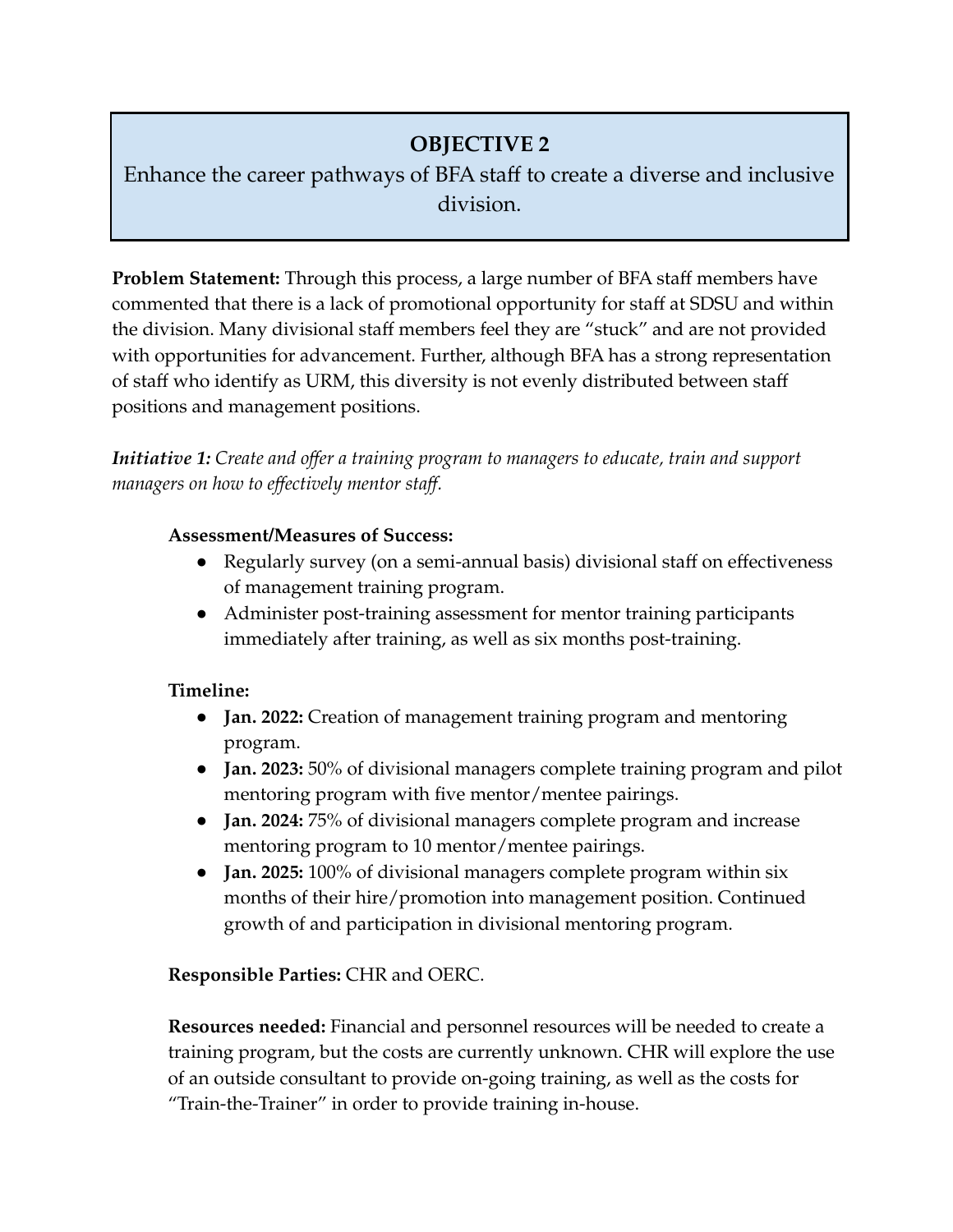## OBJECTIVE 2

Enhance the career pathways of BFA staff to create a diverse and inclusive division.

**Problem Statement:** Through this process, a large number of BFA staff members have commented that there is a lack of promotional opportunity for staff at SDSU and within the division. Many divisional staff members feel they are "stuck" and are not provided with opportunities for advancement. Further, although BFA has a strong representation of staff who identify as URM, this diversity is not evenly distributed between staff positions and management positions.

***Initiative 1:*** *Create and offer a training program to managers to educate, train and support managers on how to effectively mentor staff.*

**Assessment/Measures of Success:**

- Regularly survey (on a semi-annual basis) divisional staff on effectiveness of management training program.
- Administer post-training assessment for mentor training participants immediately after training, as well as six months post-training.

**Timeline:**

- **Jan. 2022:** Creation of management training program and mentoring program.
- **Jan. 2023:** 50% of divisional managers complete training program and pilot mentoring program with five mentor/mentee pairings.
- **Jan. 2024:** 75% of divisional managers complete program and increase mentoring program to 10 mentor/mentee pairings.
- **Jan. 2025:** 100% of divisional managers complete program within six months of their hire/promotion into management position. Continued growth of and participation in divisional mentoring program.

**Responsible Parties:** CHR and OERC.

**Resources needed:** Financial and personnel resources will be needed to create a training program, but the costs are currently unknown. CHR will explore the use of an outside consultant to provide on-going training, as well as the costs for "Train-the-Trainer" in order to provide training in-house.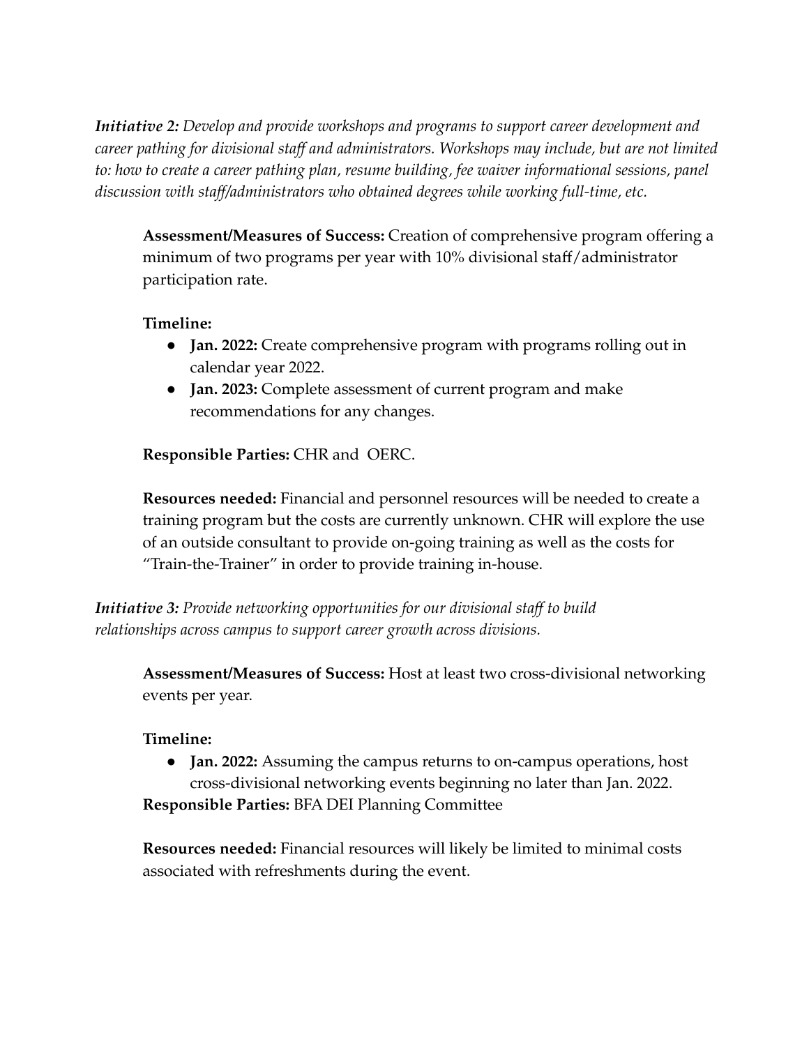***Initiative 2:*** *Develop and provide workshops and programs to support career development and career pathing for divisional staff and administrators. Workshops may include, but are not limited to: how to create a career pathing plan, resume building, fee waiver informational sessions, panel discussion with staff/administrators who obtained degrees while working full-time, etc.*

**Assessment/Measures of Success:** Creation of comprehensive program offering a minimum of two programs per year with 10% divisional staff/administrator participation rate.

**Timeline:**

- **Jan. 2022:** Create comprehensive program with programs rolling out in calendar year 2022.
- **Jan. 2023:** Complete assessment of current program and make recommendations for any changes.

**Responsible Parties:** CHR and OERC.

**Resources needed:** Financial and personnel resources will be needed to create a training program but the costs are currently unknown. CHR will explore the use of an outside consultant to provide on-going training as well as the costs for "Train-the-Trainer" in order to provide training in-house.

***Initiative 3:*** *Provide networking opportunities for our divisional staff to build relationships across campus to support career growth across divisions.*

**Assessment/Measures of Success:** Host at least two cross-divisional networking events per year.

**Timeline:**

- **Jan. 2022:** Assuming the campus returns to on-campus operations, host cross-divisional networking events beginning no later than Jan. 2022.

**Responsible Parties:** BFA DEI Planning Committee

**Resources needed:** Financial resources will likely be limited to minimal costs associated with refreshments during the event.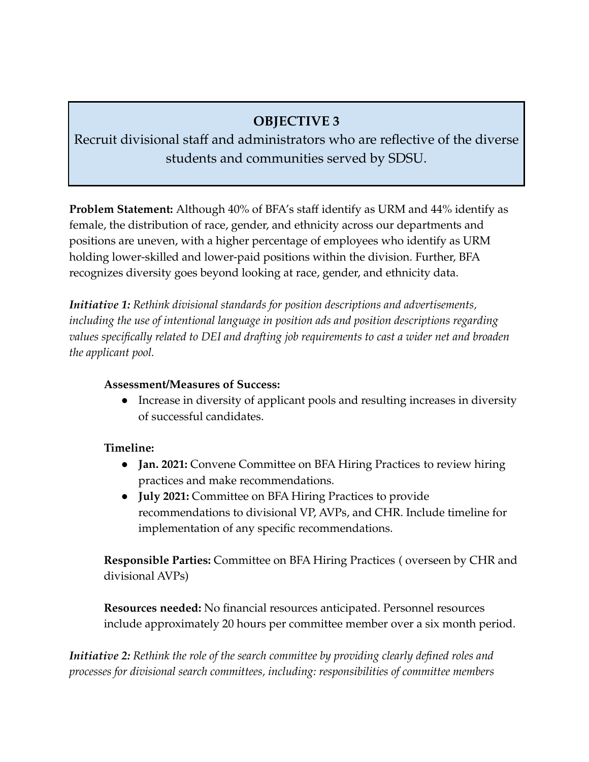## OBJECTIVE 3

Recruit divisional staff and administrators who are reflective of the diverse students and communities served by SDSU.

**Problem Statement:** Although 40% of BFA's staff identify as URM and 44% identify as female, the distribution of race, gender, and ethnicity across our departments and positions are uneven, with a higher percentage of employees who identify as URM holding lower-skilled and lower-paid positions within the division. Further, BFA recognizes diversity goes beyond looking at race, gender, and ethnicity data.

***Initiative 1:*** *Rethink divisional standards for position descriptions and advertisements, including the use of intentional language in position ads and position descriptions regarding values specifically related to DEI and drafting job requirements to cast a wider net and broaden the applicant pool.*

**Assessment/Measures of Success:**

- Increase in diversity of applicant pools and resulting increases in diversity of successful candidates.

**Timeline:**

- **Jan. 2021:** Convene Committee on BFA Hiring Practices to review hiring practices and make recommendations.
- **July 2021:** Committee on BFA Hiring Practices to provide recommendations to divisional VP, AVPs, and CHR. Include timeline for implementation of any specific recommendations.

**Responsible Parties:** Committee on BFA Hiring Practices ( overseen by CHR and divisional AVPs)

**Resources needed:** No financial resources anticipated. Personnel resources include approximately 20 hours per committee member over a six month period.

***Initiative 2:*** *Rethink the role of the search committee by providing clearly defined roles and processes for divisional search committees, including: responsibilities of committee members*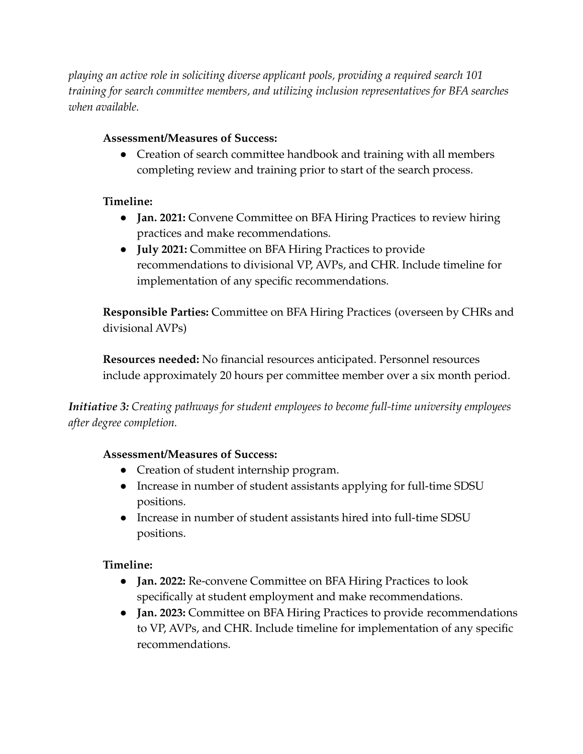*playing an active role in soliciting diverse applicant pools, providing a required search 101 training for search committee members, and utilizing inclusion representatives for BFA searches when available.*

**Assessment/Measures of Success:**

- Creation of search committee handbook and training with all members completing review and training prior to start of the search process.

**Timeline:**

- **Jan. 2021:** Convene Committee on BFA Hiring Practices to review hiring practices and make recommendations.
- **July 2021:** Committee on BFA Hiring Practices to provide recommendations to divisional VP, AVPs, and CHR. Include timeline for implementation of any specific recommendations.

**Responsible Parties:** Committee on BFA Hiring Practices (overseen by CHRs and divisional AVPs)

**Resources needed:** No financial resources anticipated. Personnel resources include approximately 20 hours per committee member over a six month period.

***Initiative 3:*** *Creating pathways for student employees to become full-time university employees after degree completion.*

**Assessment/Measures of Success:**

- Creation of student internship program.
- Increase in number of student assistants applying for full-time SDSU positions.
- Increase in number of student assistants hired into full-time SDSU positions.

**Timeline:**

- **Jan. 2022:** Re-convene Committee on BFA Hiring Practices to look specifically at student employment and make recommendations.
- **Jan. 2023:** Committee on BFA Hiring Practices to provide recommendations to VP, AVPs, and CHR. Include timeline for implementation of any specific recommendations.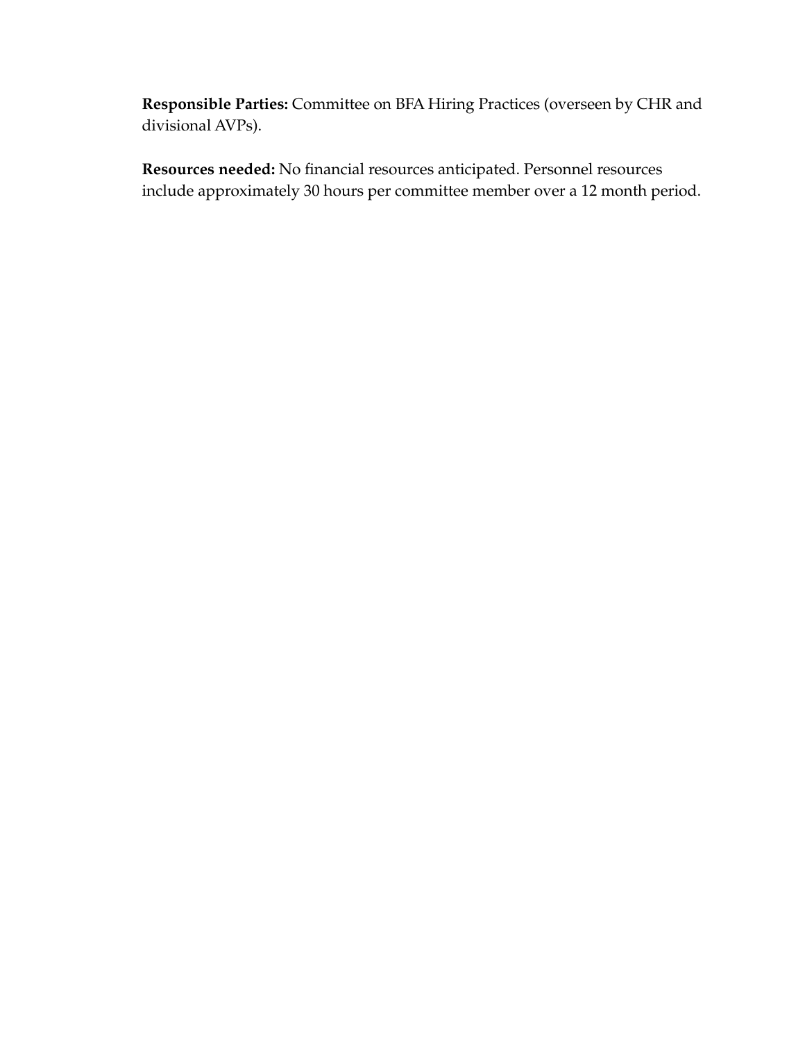**Responsible Parties:** Committee on BFA Hiring Practices (overseen by CHR and divisional AVPs).

**Resources needed:** No financial resources anticipated. Personnel resources include approximately 30 hours per committee member over a 12 month period.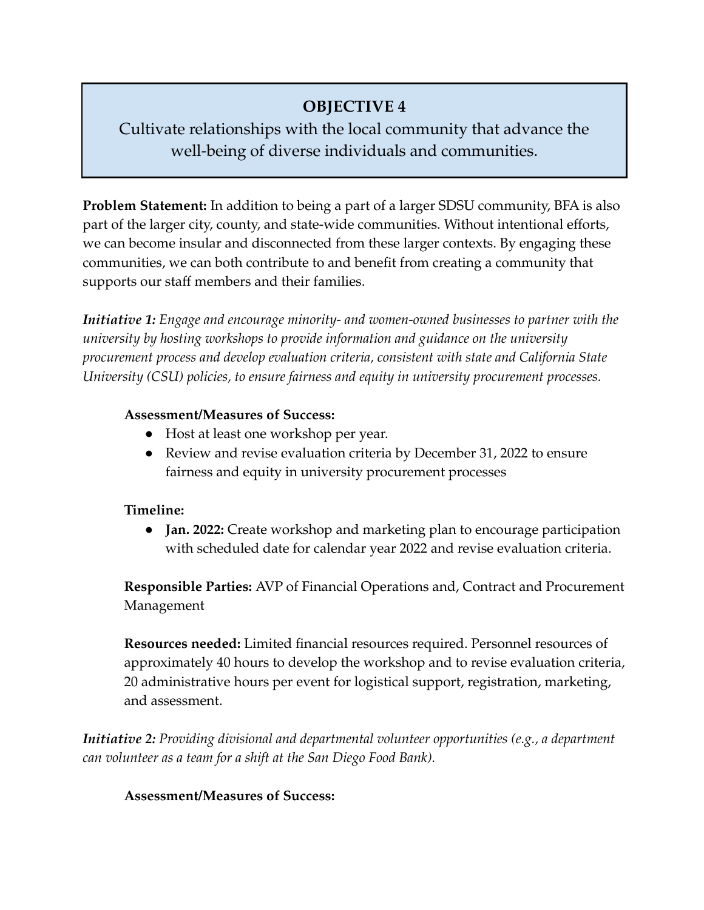## OBJECTIVE 4

Cultivate relationships with the local community that advance the well-being of diverse individuals and communities.

**Problem Statement:** In addition to being a part of a larger SDSU community, BFA is also part of the larger city, county, and state-wide communities. Without intentional efforts, we can become insular and disconnected from these larger contexts. By engaging these communities, we can both contribute to and benefit from creating a community that supports our staff members and their families.

***Initiative 1:*** *Engage and encourage minority- and women-owned businesses to partner with the university by hosting workshops to provide information and guidance on the university procurement process and develop evaluation criteria, consistent with state and California State University (CSU) policies, to ensure fairness and equity in university procurement processes.*

**Assessment/Measures of Success:**

- Host at least one workshop per year.
- Review and revise evaluation criteria by December 31, 2022 to ensure fairness and equity in university procurement processes

**Timeline:**

- **Jan. 2022:** Create workshop and marketing plan to encourage participation with scheduled date for calendar year 2022 and revise evaluation criteria.

**Responsible Parties:** AVP of Financial Operations and, Contract and Procurement Management

**Resources needed:** Limited financial resources required. Personnel resources of approximately 40 hours to develop the workshop and to revise evaluation criteria, 20 administrative hours per event for logistical support, registration, marketing, and assessment.

***Initiative 2:*** *Providing divisional and departmental volunteer opportunities (e.g., a department can volunteer as a team for a shift at the San Diego Food Bank).*

**Assessment/Measures of Success:**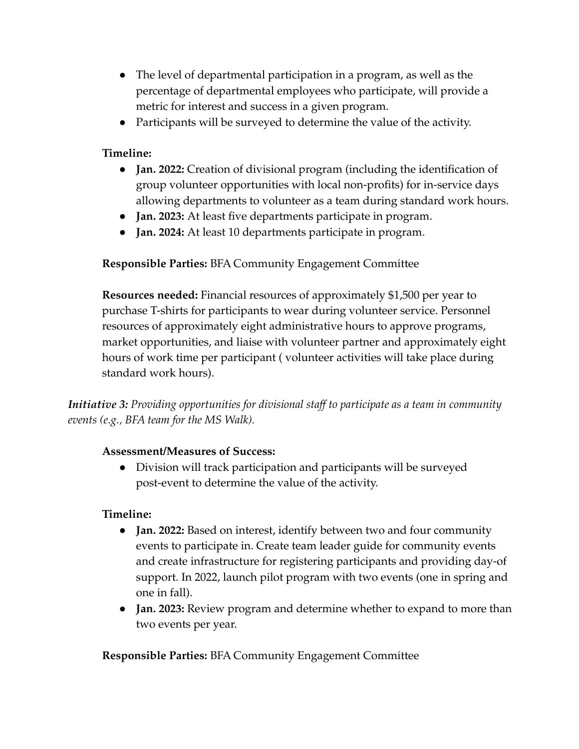- The level of departmental participation in a program, as well as the percentage of departmental employees who participate, will provide a metric for interest and success in a given program.
- Participants will be surveyed to determine the value of the activity.

**Timeline:**

- **Jan. 2022:** Creation of divisional program (including the identification of group volunteer opportunities with local non-profits) for in-service days allowing departments to volunteer as a team during standard work hours.
- **Jan. 2023:** At least five departments participate in program.
- **Jan. 2024:** At least 10 departments participate in program.

**Responsible Parties:** BFA Community Engagement Committee

**Resources needed:** Financial resources of approximately $1,500 per year to purchase T-shirts for participants to wear during volunteer service. Personnel resources of approximately eight administrative hours to approve programs, market opportunities, and liaise with volunteer partner and approximately eight hours of work time per participant ( volunteer activities will take place during standard work hours).

***Initiative 3:*** *Providing opportunities for divisional staff to participate as a team in community events (e.g., BFA team for the MS Walk).*

**Assessment/Measures of Success:**

- Division will track participation and participants will be surveyed post-event to determine the value of the activity.

**Timeline:**

- **Jan. 2022:** Based on interest, identify between two and four community events to participate in. Create team leader guide for community events and create infrastructure for registering participants and providing day-of support. In 2022, launch pilot program with two events (one in spring and one in fall).
- **Jan. 2023:** Review program and determine whether to expand to more than two events per year.

**Responsible Parties:** BFA Community Engagement Committee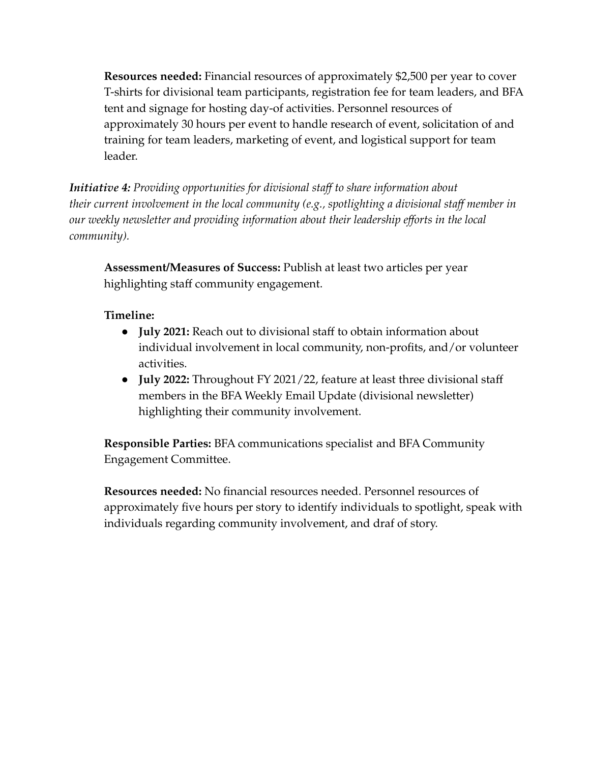**Resources needed:** Financial resources of approximately $2,500 per year to cover T-shirts for divisional team participants, registration fee for team leaders, and BFA tent and signage for hosting day-of activities. Personnel resources of approximately 30 hours per event to handle research of event, solicitation of and training for team leaders, marketing of event, and logistical support for team leader.

***Initiative 4:*** *Providing opportunities for divisional staff to share information about their current involvement in the local community (e.g., spotlighting a divisional staff member in our weekly newsletter and providing information about their leadership efforts in the local community).*

**Assessment/Measures of Success:** Publish at least two articles per year highlighting staff community engagement.

**Timeline:**

- **July 2021:** Reach out to divisional staff to obtain information about individual involvement in local community, non-profits, and/or volunteer activities.
- **July 2022:** Throughout FY 2021/22, feature at least three divisional staff members in the BFA Weekly Email Update (divisional newsletter) highlighting their community involvement.

**Responsible Parties:** BFA communications specialist and BFA Community Engagement Committee.

**Resources needed:** No financial resources needed. Personnel resources of approximately five hours per story to identify individuals to spotlight, speak with individuals regarding community involvement, and draf of story.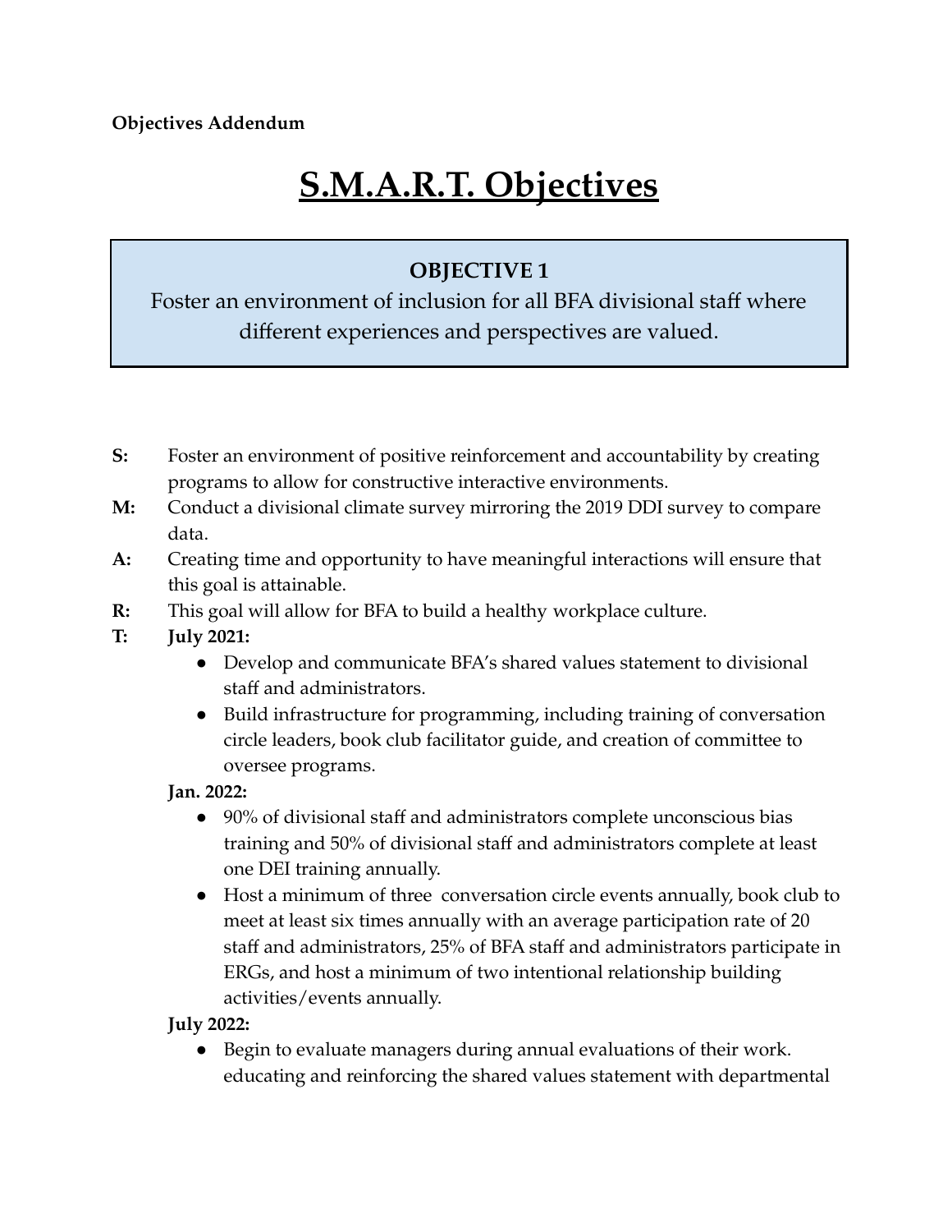**Objectives Addendum**

# S.M.A.R.T. Objectives

## OBJECTIVE 1

Foster an environment of inclusion for all BFA divisional staff where different experiences and perspectives are valued.

**S:** Foster an environment of positive reinforcement and accountability by creating programs to allow for constructive interactive environments.

**M:** Conduct a divisional climate survey mirroring the 2019 DDI survey to compare data.

**A:** Creating time and opportunity to have meaningful interactions will ensure that this goal is attainable.

**R:** This goal will allow for BFA to build a healthy workplace culture.

**T:** **July 2021:**

- Develop and communicate BFA's shared values statement to divisional staff and administrators.
- Build infrastructure for programming, including training of conversation circle leaders, book club facilitator guide, and creation of committee to oversee programs.

**Jan. 2022:**

- 90% of divisional staff and administrators complete unconscious bias training and 50% of divisional staff and administrators complete at least one DEI training annually.
- Host a minimum of three conversation circle events annually, book club to meet at least six times annually with an average participation rate of 20 staff and administrators, 25% of BFA staff and administrators participate in ERGs, and host a minimum of two intentional relationship building activities/events annually.

**July 2022:**

- Begin to evaluate managers during annual evaluations of their work. educating and reinforcing the shared values statement with departmental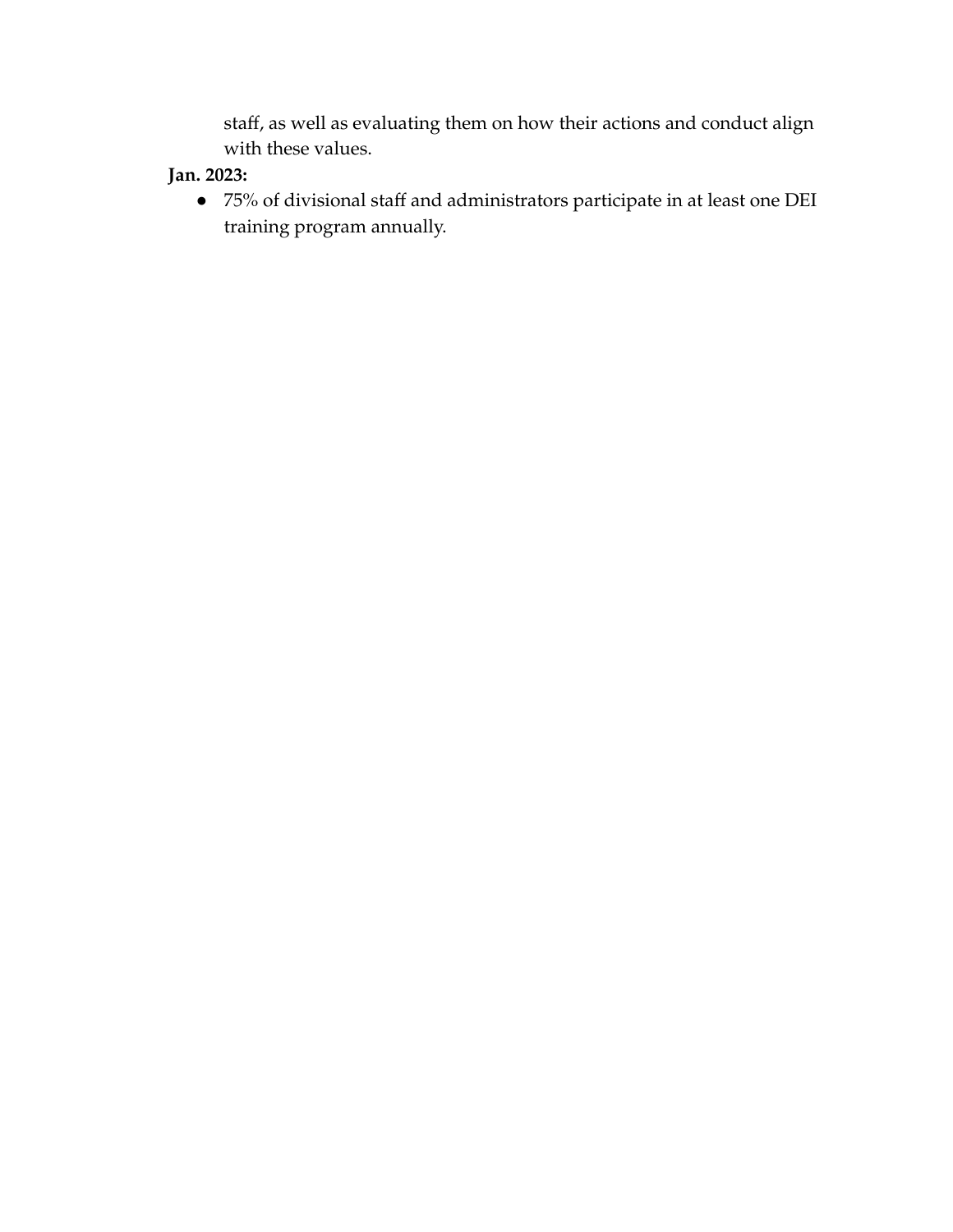staff, as well as evaluating them on how their actions and conduct align with these values.

**Jan. 2023:**

- 75% of divisional staff and administrators participate in at least one DEI training program annually.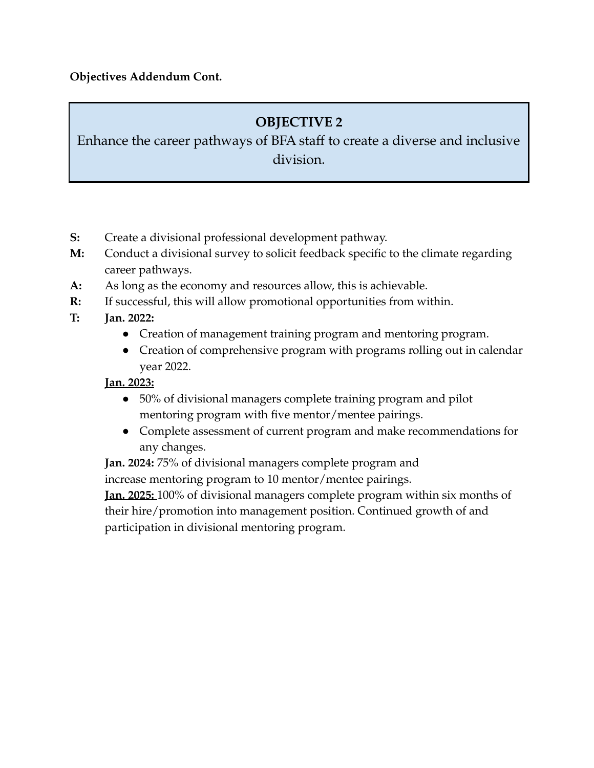**Objectives Addendum Cont.**

## OBJECTIVE 2

Enhance the career pathways of BFA staff to create a diverse and inclusive division.

**S:** Create a divisional professional development pathway.

**M:** Conduct a divisional survey to solicit feedback specific to the climate regarding career pathways.

**A:** As long as the economy and resources allow, this is achievable.

**R:** If successful, this will allow promotional opportunities from within.

**T:** **Jan. 2022:**

- Creation of management training program and mentoring program.
- Creation of comprehensive program with programs rolling out in calendar year 2022.

**<u>Jan. 2023:</u>**

- 50% of divisional managers complete training program and pilot mentoring program with five mentor/mentee pairings.
- Complete assessment of current program and make recommendations for any changes.

**Jan. 2024:** 75% of divisional managers complete program and increase mentoring program to 10 mentor/mentee pairings.

**<u>Jan. 2025:</u>** 100% of divisional managers complete program within six months of their hire/promotion into management position. Continued growth of and participation in divisional mentoring program.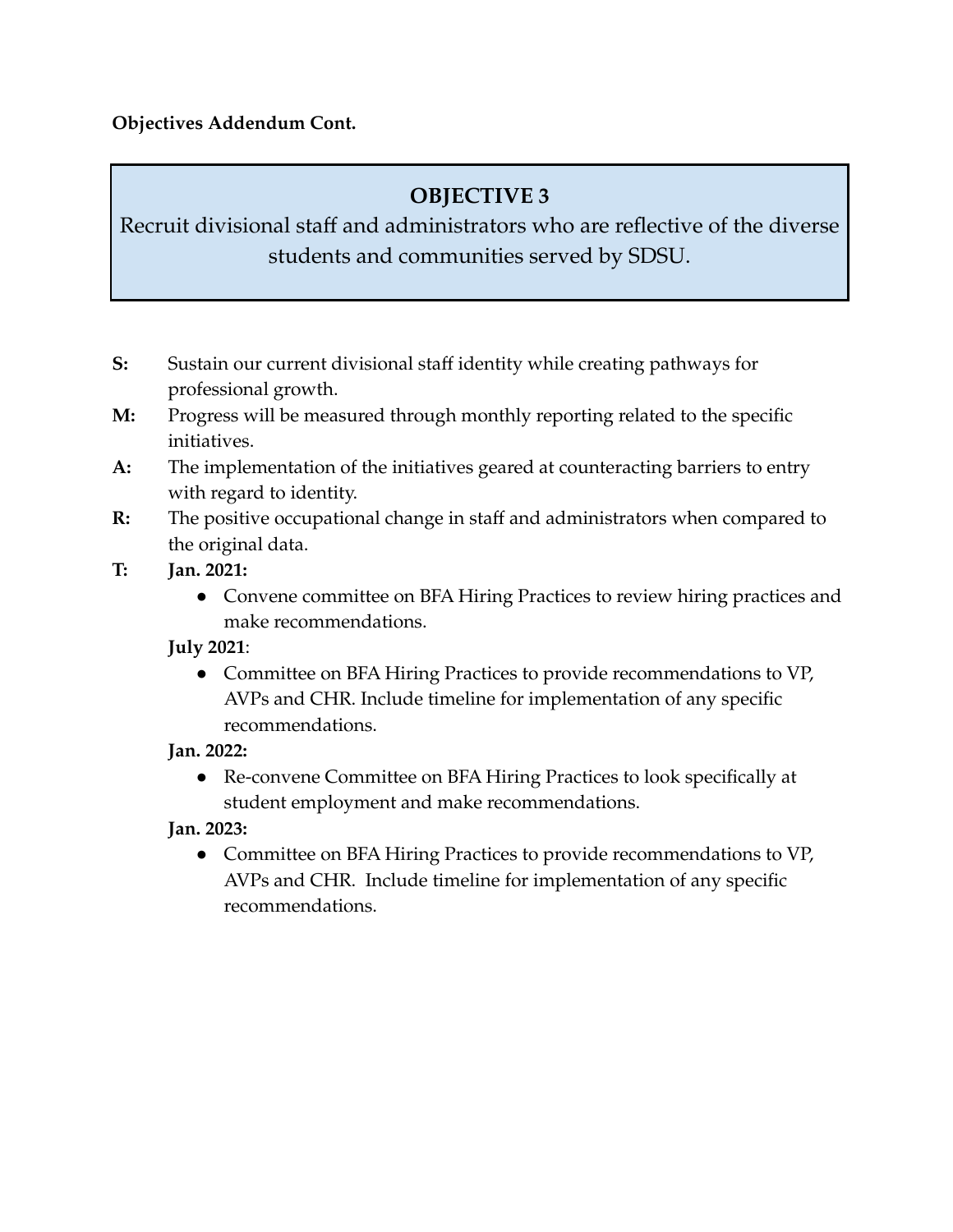**Objectives Addendum Cont.**

## OBJECTIVE 3

Recruit divisional staff and administrators who are reflective of the diverse students and communities served by SDSU.

**S:** Sustain our current divisional staff identity while creating pathways for professional growth.

**M:** Progress will be measured through monthly reporting related to the specific initiatives.

**A:** The implementation of the initiatives geared at counteracting barriers to entry with regard to identity.

**R:** The positive occupational change in staff and administrators when compared to the original data.

**T:** **Jan. 2021:**

- Convene committee on BFA Hiring Practices to review hiring practices and make recommendations.

**July 2021**:

- Committee on BFA Hiring Practices to provide recommendations to VP, AVPs and CHR. Include timeline for implementation of any specific recommendations.

**Jan. 2022:**

- Re-convene Committee on BFA Hiring Practices to look specifically at student employment and make recommendations.

**Jan. 2023:**

- Committee on BFA Hiring Practices to provide recommendations to VP, AVPs and CHR. Include timeline for implementation of any specific recommendations.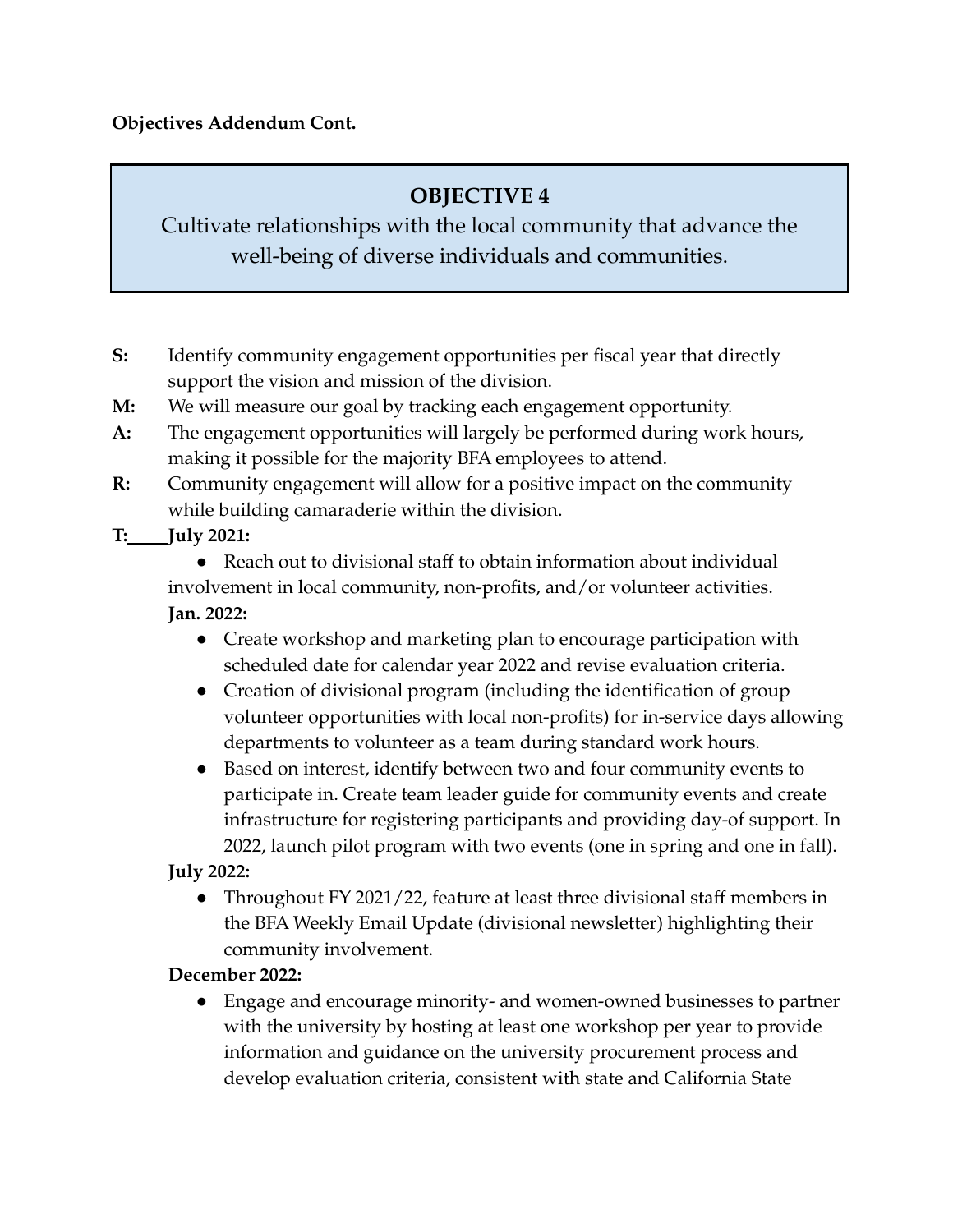**Objectives Addendum Cont.**

## OBJECTIVE 4

Cultivate relationships with the local community that advance the well-being of diverse individuals and communities.

**S:** Identify community engagement opportunities per fiscal year that directly support the vision and mission of the division.

**M:** We will measure our goal by tracking each engagement opportunity.

**A:** The engagement opportunities will largely be performed during work hours, making it possible for the majority BFA employees to attend.

**R:** Community engagement will allow for a positive impact on the community while building camaraderie within the division.

**T:** **July 2021:**

- Reach out to divisional staff to obtain information about individual involvement in local community, non-profits, and/or volunteer activities.

**Jan. 2022:**

- Create workshop and marketing plan to encourage participation with scheduled date for calendar year 2022 and revise evaluation criteria.
- Creation of divisional program (including the identification of group volunteer opportunities with local non-profits) for in-service days allowing departments to volunteer as a team during standard work hours.
- Based on interest, identify between two and four community events to participate in. Create team leader guide for community events and create infrastructure for registering participants and providing day-of support. In 2022, launch pilot program with two events (one in spring and one in fall).

**July 2022:**

- Throughout FY 2021/22, feature at least three divisional staff members in the BFA Weekly Email Update (divisional newsletter) highlighting their community involvement.

**December 2022:**

- Engage and encourage minority- and women-owned businesses to partner with the university by hosting at least one workshop per year to provide information and guidance on the university procurement process and develop evaluation criteria, consistent with state and California State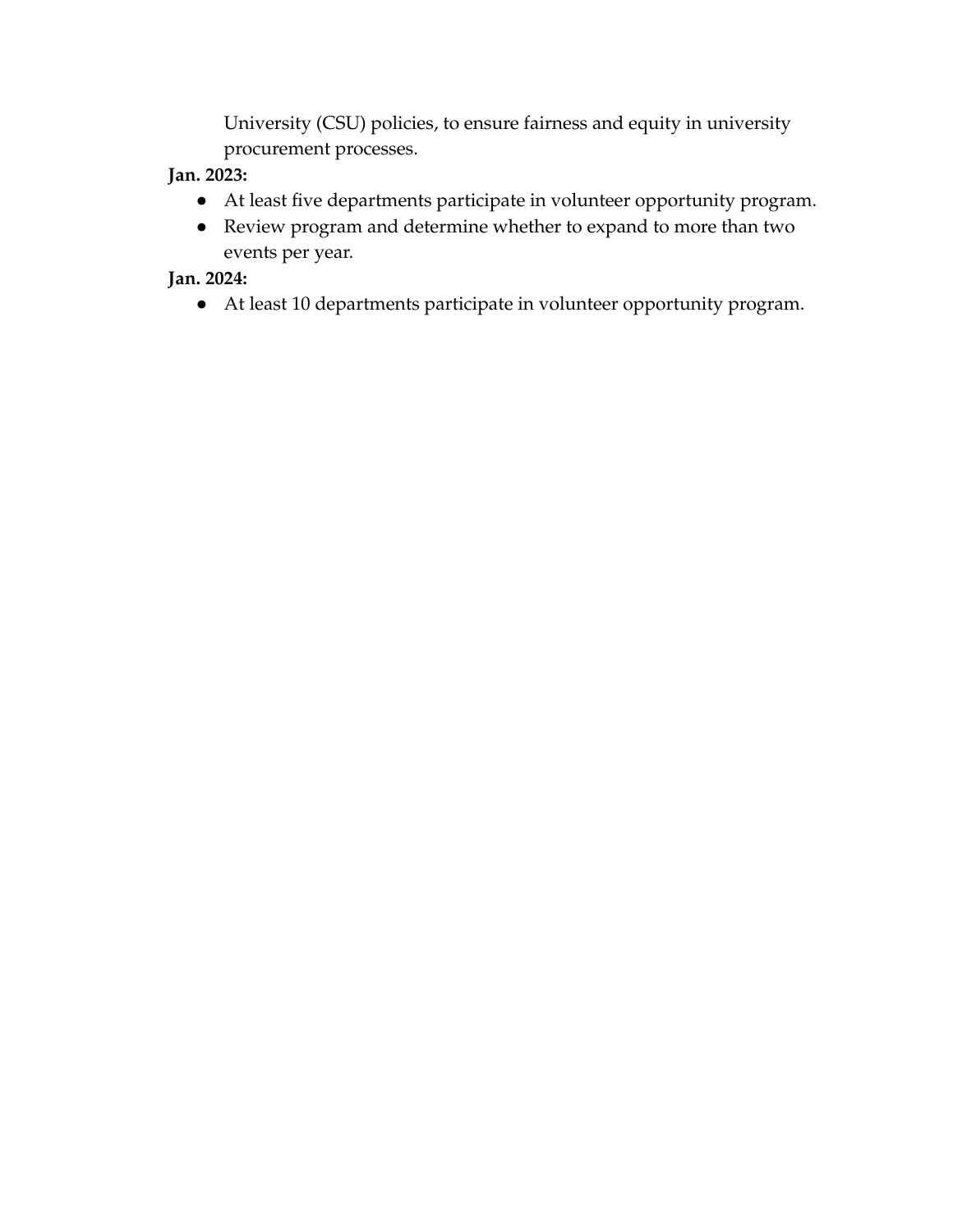University (CSU) policies, to ensure fairness and equity in university procurement processes.

**Jan. 2023:**

- At least five departments participate in volunteer opportunity program.
- Review program and determine whether to expand to more than two events per year.

**Jan. 2024:**

- At least 10 departments participate in volunteer opportunity program.